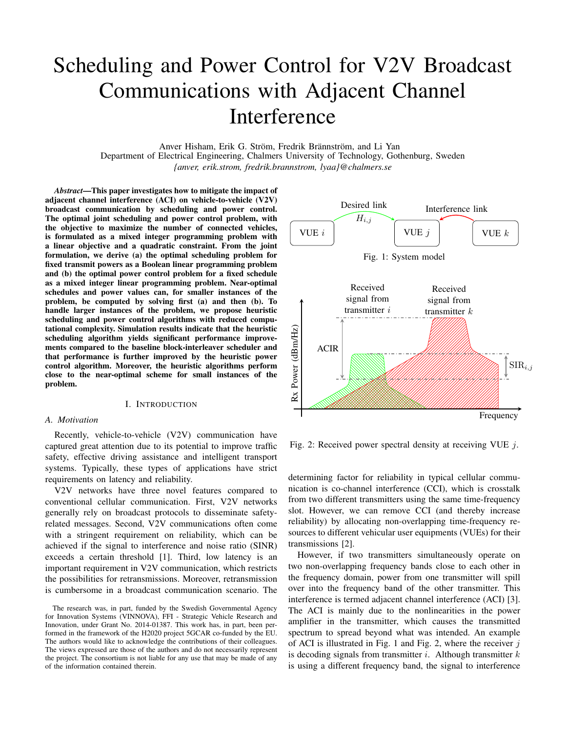# Scheduling and Power Control for V2V Broadcast Communications with Adjacent Channel Interference

Anver Hisham, Erik G. Ström, Fredrik Brännström, and Li Yan
Department of Electrical Engineering, Chalmers University of Technology, Gothenburg, Sweden
*{anver, erik.strom, fredrik.brannstrom, lyaa}@chalmers.se*

***Abstract*—This paper investigates how to mitigate the impact of adjacent channel interference (ACI) on vehicle-to-vehicle (V2V) broadcast communication by scheduling and power control. The optimal joint scheduling and power control problem, with the objective to maximize the number of connected vehicles, is formulated as a mixed integer programming problem with a linear objective and a quadratic constraint. From the joint formulation, we derive (a) the optimal scheduling problem for fixed transmit powers as a Boolean linear programming problem and (b) the optimal power control problem for a fixed schedule as a mixed integer linear programming problem. Near-optimal schedules and power values can, for smaller instances of the problem, be computed by solving first (a) and then (b). To handle larger instances of the problem, we propose heuristic scheduling and power control algorithms with reduced computational complexity. Simulation results indicate that the heuristic scheduling algorithm yields significant performance improvements compared to the baseline block-interleaver scheduler and that performance is further improved by the heuristic power control algorithm. Moreover, the heuristic algorithms perform close to the near-optimal scheme for small instances of the problem.**

## I. Introduction

### A. Motivation

Recently, vehicle-to-vehicle (V2V) communication have captured great attention due to its potential to improve traffic safety, effective driving assistance and intelligent transport systems. Typically, these types of applications have strict requirements on latency and reliability.

V2V networks have three novel features compared to conventional cellular communication. First, V2V networks generally rely on broadcast protocols to disseminate safety-related messages. Second, V2V communications often come with a stringent requirement on reliability, which can be achieved if the signal to interference and noise ratio (SINR) exceeds a certain threshold [1]. Third, low latency is an important requirement in V2V communication, which restricts the possibilities for retransmissions. Moreover, retransmission is cumbersome in a broadcast communication scenario. The determining factor for reliability in typical cellular communication is co-channel interference (CCI), which is crosstalk from two different transmitters using the same time-frequency slot. However, we can remove CCI (and thereby increase reliability) by allocating non-overlapping time-frequency resources to different vehicular user equipments (VUEs) for their transmissions [2].

Fig. 1: System model

Fig. 2: Received power spectral density at receiving VUE $j$.

However, if two transmitters simultaneously operate on two non-overlapping frequency bands close to each other in the frequency domain, power from one transmitter will spill over into the frequency band of the other transmitter. This interference is termed adjacent channel interference (ACI) [3]. The ACI is mainly due to the nonlinearities in the power amplifier in the transmitter, which causes the transmitted spectrum to spread beyond what was intended. An example of ACI is illustrated in Fig. 1 and Fig. 2, where the receiver $j$ is decoding signals from transmitter $i$. Although transmitter $k$ is using a different frequency band, the signal to interference

The research was, in part, funded by the Swedish Governmental Agency for Innovation Systems (VINNOVA), FFI - Strategic Vehicle Research and Innovation, under Grant No. 2014-01387. This work has, in part, been performed in the framework of the H2020 project 5GCAR co-funded by the EU. The authors would like to acknowledge the contributions of their colleagues. The views expressed are those of the authors and do not necessarily represent the project. The consortium is not liable for any use that may be made of any of the information contained therein.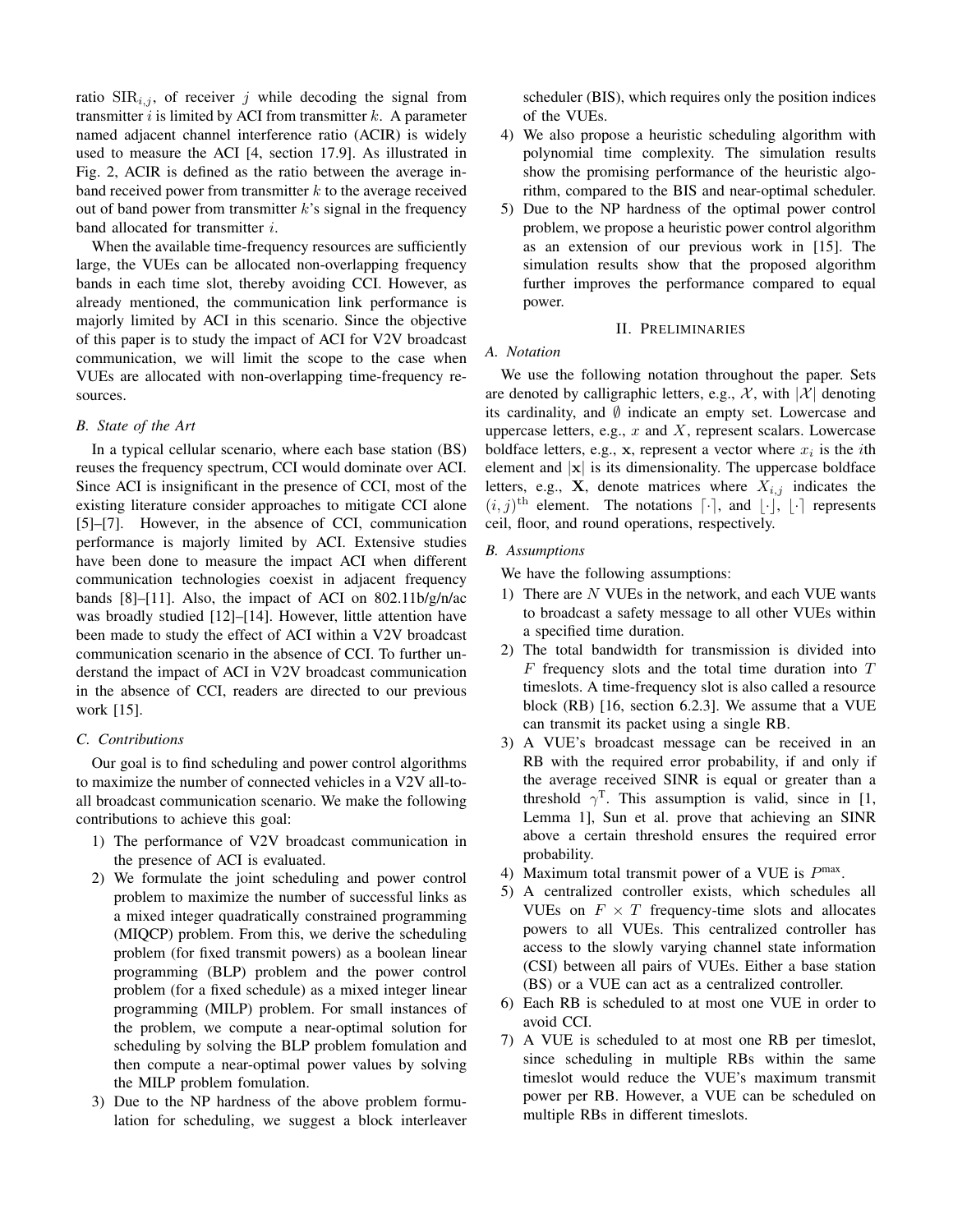ratio $\text{SIR}_{i,j}$, of receiver $j$ while decoding the signal from transmitter $i$ is limited by ACI from transmitter $k$. A parameter named adjacent channel interference ratio (ACIR) is widely used to measure the ACI [4, section 17.9]. As illustrated in Fig. 2, ACIR is defined as the ratio between the average in-band received power from transmitter $k$ to the average received out of band power from transmitter $k$'s signal in the frequency band allocated for transmitter $i$.

When the available time-frequency resources are sufficiently large, the VUEs can be allocated non-overlapping frequency bands in each time slot, thereby avoiding CCI. However, as already mentioned, the communication link performance is majorly limited by ACI in this scenario. Since the objective of this paper is to study the impact of ACI for V2V broadcast communication, we will limit the scope to the case when VUEs are allocated with non-overlapping time-frequency resources.

### B. State of the Art

In a typical cellular scenario, where each base station (BS) reuses the frequency spectrum, CCI would dominate over ACI. Since ACI is insignificant in the presence of CCI, most of the existing literature consider approaches to mitigate CCI alone [5]–[7]. However, in the absence of CCI, communication performance is majorly limited by ACI. Extensive studies have been done to measure the impact ACI when different communication technologies coexist in adjacent frequency bands [8]–[11]. Also, the impact of ACI on 802.11b/g/n/ac was broadly studied [12]–[14]. However, little attention have been made to study the effect of ACI within a V2V broadcast communication scenario in the absence of CCI. To further understand the impact of ACI in V2V broadcast communication in the absence of CCI, readers are directed to our previous work [15].

### C. Contributions

Our goal is to find scheduling and power control algorithms to maximize the number of connected vehicles in a V2V all-to-all broadcast communication scenario. We make the following contributions to achieve this goal:

1) The performance of V2V broadcast communication in the presence of ACI is evaluated.
2) We formulate the joint scheduling and power control problem to maximize the number of successful links as a mixed integer quadratically constrained programming (MIQCP) problem. From this, we derive the scheduling problem (for fixed transmit powers) as a boolean linear programming (BLP) problem and the power control problem (for a fixed schedule) as a mixed integer linear programming (MILP) problem. For small instances of the problem, we compute a near-optimal solution for scheduling by solving the BLP problem fomulation and then compute a near-optimal power values by solving the MILP problem fomulation.
3) Due to the NP hardness of the above problem formulation for scheduling, we suggest a block interleaver scheduler (BIS), which requires only the position indices of the VUEs.
4) We also propose a heuristic scheduling algorithm with polynomial time complexity. The simulation results show the promising performance of the heuristic algorithm, compared to the BIS and near-optimal scheduler.
5) Due to the NP hardness of the optimal power control problem, we propose a heuristic power control algorithm as an extension of our previous work in [15]. The simulation results show that the proposed algorithm further improves the performance compared to equal power.

## II. Preliminaries

### A. Notation

We use the following notation throughout the paper. Sets are denoted by calligraphic letters, e.g., $\mathcal{X}$, with $|\mathcal{X}|$ denoting its cardinality, and $\emptyset$ indicate an empty set. Lowercase and uppercase letters, e.g., $x$ and $X$, represent scalars. Lowercase boldface letters, e.g., $\mathbf{x}$, represent a vector where $x_i$ is the $i$th element and $|\mathbf{x}|$ is its dimensionality. The uppercase boldface letters, e.g., $\mathbf{X}$, denote matrices where $X_{i,j}$ indicates the $(i,j)^{\text{th}}$ element. The notations $\lceil\cdot\rceil$, and $\lfloor\cdot\rfloor$, $\lfloor\cdot\rceil$ represents ceil, floor, and round operations, respectively.

### B. Assumptions

We have the following assumptions:

1) There are $N$ VUEs in the network, and each VUE wants to broadcast a safety message to all other VUEs within a specified time duration.
2) The total bandwidth for transmission is divided into $F$ frequency slots and the total time duration into $T$ timeslots. A time-frequency slot is also called a resource block (RB) [16, section 6.2.3]. We assume that a VUE can transmit its packet using a single RB.
3) A VUE's broadcast message can be received in an RB with the required error probability, if and only if the average received SINR is equal or greater than a threshold $\gamma^{\text{T}}$. This assumption is valid, since in [1, Lemma 1], Sun et al. prove that achieving an SINR above a certain threshold ensures the required error probability.
4) Maximum total transmit power of a VUE is $P^{\max}$.
5) A centralized controller exists, which schedules all VUEs on $F \times T$ frequency-time slots and allocates powers to all VUEs. This centralized controller has access to the slowly varying channel state information (CSI) between all pairs of VUEs. Either a base station (BS) or a VUE can act as a centralized controller.
6) Each RB is scheduled to at most one VUE in order to avoid CCI.
7) A VUE is scheduled to at most one RB per timeslot, since scheduling in multiple RBs within the same timeslot would reduce the VUE's maximum transmit power per RB. However, a VUE can be scheduled on multiple RBs in different timeslots.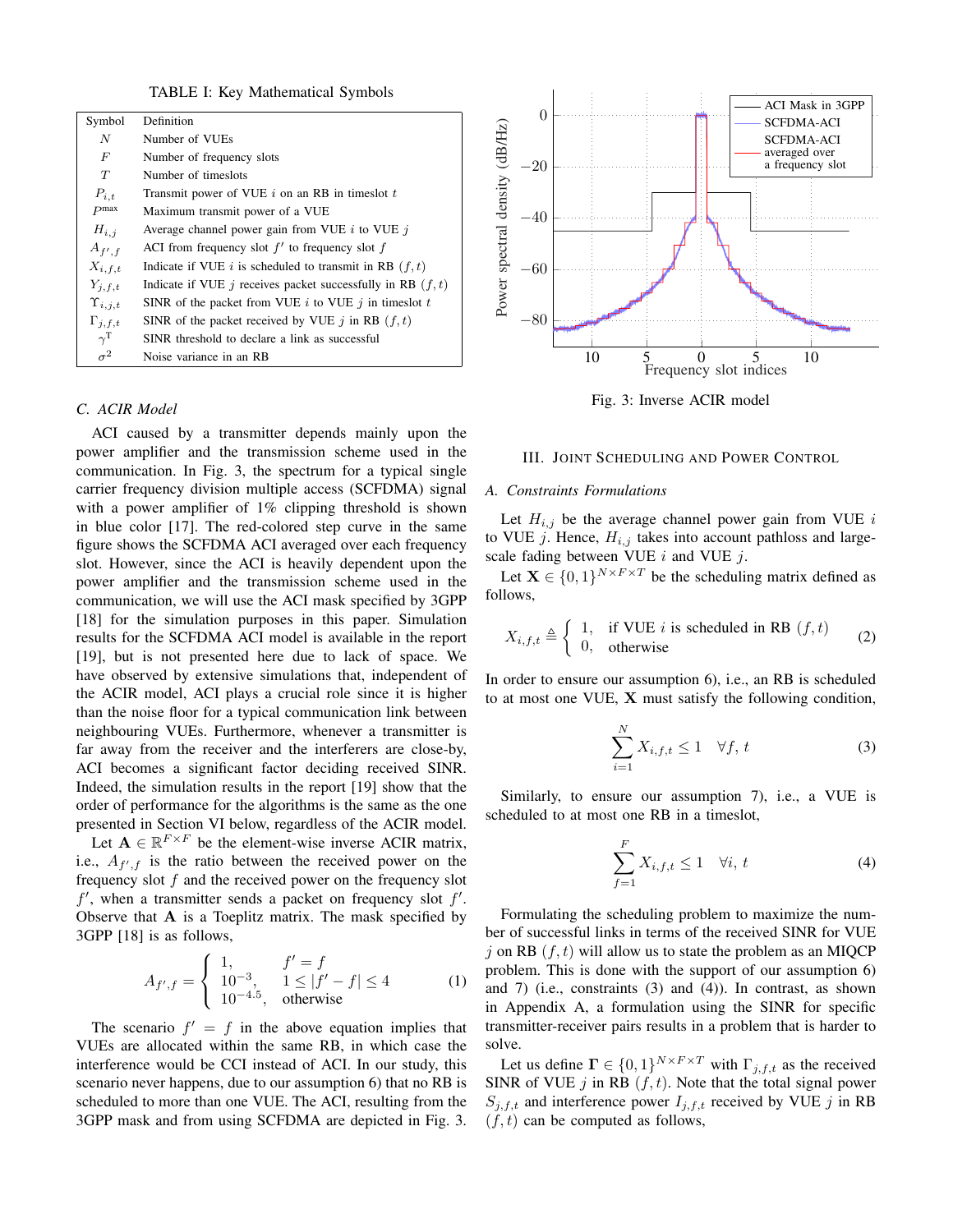TABLE I: Key Mathematical Symbols

| Symbol | Definition |
|---|---|
| $N$ | Number of VUEs |
| $F$ | Number of frequency slots |
| $T$ | Number of timeslots |
| $P_{i,t}$ | Transmit power of VUE $i$ on an RB in timeslot $t$ |
| $P^{\max}$ | Maximum transmit power of a VUE |
| $H_{i,j}$ | Average channel power gain from VUE $i$ to VUE $j$ |
| $A_{f',f}$ | ACI from frequency slot $f'$ to frequency slot $f$ |
| $X_{i,f,t}$ | Indicate if VUE $i$ is scheduled to transmit in RB $(f,t)$ |
| $Y_{j,f,t}$ | Indicate if VUE $j$ receives packet successfully in RB $(f,t)$ |
| $\Upsilon_{i,j,t}$ | SINR of the packet from VUE $i$ to VUE $j$ in timeslot $t$ |
| $\Gamma_{j,f,t}$ | SINR of the packet received by VUE $j$ in RB $(f,t)$ |
| $\gamma^{\mathrm{T}}$ | SINR threshold to declare a link as successful |
| $\sigma^2$ | Noise variance in an RB |

### C. ACIR Model

ACI caused by a transmitter depends mainly upon the power amplifier and the transmission scheme used in the communication. In Fig. 3, the spectrum for a typical single carrier frequency division multiple access (SCFDMA) signal with a power amplifier of 1% clipping threshold is shown in blue color [17]. The red-colored step curve in the same figure shows the SCFDMA ACI averaged over each frequency slot. However, since the ACI is heavily dependent upon the power amplifier and the transmission scheme used in the communication, we will use the ACI mask specified by 3GPP [18] for the simulation purposes in this paper. Simulation results for the SCFDMA ACI model is available in the report [19], but is not presented here due to lack of space. We have observed by extensive simulations that, independent of the ACIR model, ACI plays a crucial role since it is higher than the noise floor for a typical communication link between neighbouring VUEs. Furthermore, whenever a transmitter is far away from the receiver and the interferers are close-by, ACI becomes a significant factor deciding received SINR. Indeed, the simulation results in the report [19] show that the order of performance for the algorithms is the same as the one presented in Section VI below, regardless of the ACIR model.

Let $\mathbf{A} \in \mathbb{R}^{F \times F}$ be the element-wise inverse ACIR matrix, i.e., $A_{f',f}$ is the ratio between the received power on the frequency slot $f$ and the received power on the frequency slot $f'$, when a transmitter sends a packet on frequency slot $f'$. Observe that $\mathbf{A}$ is a Toeplitz matrix. The mask specified by 3GPP [18] is as follows,

$$A_{f',f} = \begin{cases} 1, & f' = f \\ 10^{-3}, & 1 \le |f' - f| \le 4 \\ 10^{-4.5}, & \text{otherwise} \end{cases} \tag{1}$$

The scenario $f' = f$ in the above equation implies that VUEs are allocated within the same RB, in which case the interference would be CCI instead of ACI. In our study, this scenario never happens, due to our assumption 6) that no RB is scheduled to more than one VUE. The ACI, resulting from the 3GPP mask and from using SCFDMA are depicted in Fig. 3.

Fig. 3: Inverse ACIR model

## III. Joint Scheduling and Power Control

### A. Constraints Formulations

Let $H_{i,j}$ be the average channel power gain from VUE $i$ to VUE $j$. Hence, $H_{i,j}$ takes into account pathloss and large-scale fading between VUE $i$ and VUE $j$.

Let $\mathbf{X} \in \{0,1\}^{N \times F \times T}$ be the scheduling matrix defined as follows,

$$X_{i,f,t} \triangleq \begin{cases} 1, & \text{if VUE } i \text{ is scheduled in RB } (f,t) \\ 0, & \text{otherwise} \end{cases} \tag{2}$$

In order to ensure our assumption 6), i.e., an RB is scheduled to at most one VUE, $\mathbf{X}$ must satisfy the following condition,

$$\sum_{i=1}^{N} X_{i,f,t} \le 1 \quad \forall f,\, t \tag{3}$$

Similarly, to ensure our assumption 7), i.e., a VUE is scheduled to at most one RB in a timeslot,

$$\sum_{f=1}^{F} X_{i,f,t} \le 1 \quad \forall i,\, t \tag{4}$$

Formulating the scheduling problem to maximize the number of successful links in terms of the received SINR for VUE $j$ on RB $(f,t)$ will allow us to state the problem as an MIQCP problem. This is done with the support of our assumption 6) and 7) (i.e., constraints (3) and (4)). In contrast, as shown in Appendix A, a formulation using the SINR for specific transmitter-receiver pairs results in a problem that is harder to solve.

Let us define $\mathbf{\Gamma} \in \{0,1\}^{N \times F \times T}$ with $\Gamma_{j,f,t}$ as the received SINR of VUE $j$ in RB $(f,t)$. Note that the total signal power $S_{j,f,t}$ and interference power $I_{j,f,t}$ received by VUE $j$ in RB $(f,t)$ can be computed as follows,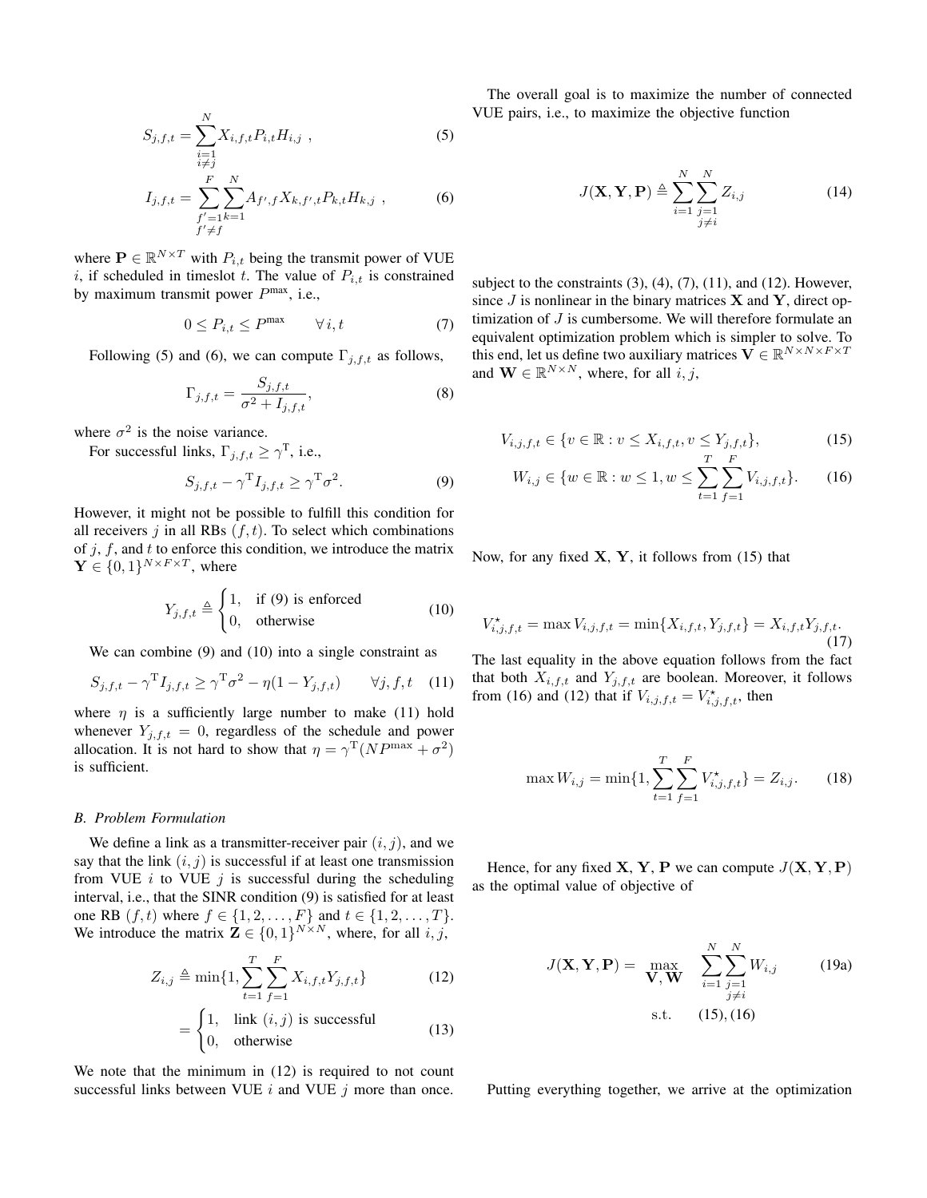$$S_{j,f,t} = \sum_{\substack{i=1 \\ i \neq j}}^{N} X_{i,f,t} P_{i,t} H_{i,j} \ , \tag{5}$$

$$I_{j,f,t} = \sum_{\substack{f'=1 \\ f' \neq f}}^{F} \sum_{k=1}^{N} A_{f',f} X_{k,f',t} P_{k,t} H_{k,j} \ , \tag{6}$$

where $\mathbf{P} \in \mathbb{R}^{N \times T}$ with $P_{i,t}$ being the transmit power of VUE $i$, if scheduled in timeslot $t$. The value of $P_{i,t}$ is constrained by maximum transmit power $P^{\max}$, i.e.,

$$0 \leq P_{i,t} \leq P^{\max} \qquad \forall\, i, t \tag{7}$$

Following (5) and (6), we can compute $\Gamma_{j,f,t}$ as follows,

$$\Gamma_{j,f,t} = \frac{S_{j,f,t}}{\sigma^2 + I_{j,f,t}}, \tag{8}$$

where $\sigma^2$ is the noise variance.

For successful links, $\Gamma_{j,f,t} \geq \gamma^{\mathrm{T}}$, i.e.,

$$S_{j,f,t} - \gamma^{\mathrm{T}} I_{j,f,t} \geq \gamma^{\mathrm{T}} \sigma^2. \tag{9}$$

However, it might not be possible to fulfill this condition for all receivers $j$ in all RBs $(f, t)$. To select which combinations of $j$, $f$, and $t$ to enforce this condition, we introduce the matrix $\mathbf{Y} \in \{0,1\}^{N \times F \times T}$, where

$$Y_{j,f,t} \triangleq \begin{cases} 1, & \text{if (9) is enforced} \\ 0, & \text{otherwise} \end{cases} \tag{10}$$

We can combine (9) and (10) into a single constraint as

$$S_{j,f,t} - \gamma^{\mathrm{T}} I_{j,f,t} \geq \gamma^{\mathrm{T}} \sigma^2 - \eta (1 - Y_{j,f,t}) \qquad \forall j, f, t \tag{11}$$

where $\eta$ is a sufficiently large number to make (11) hold whenever $Y_{j,f,t} = 0$, regardless of the schedule and power allocation. It is not hard to show that $\eta = \gamma^{\mathrm{T}}(N P^{\max} + \sigma^2)$ is sufficient.

### B. Problem Formulation

We define a link as a transmitter-receiver pair $(i, j)$, and we say that the link $(i, j)$ is successful if at least one transmission from VUE $i$ to VUE $j$ is successful during the scheduling interval, i.e., that the SINR condition (9) is satisfied for at least one RB $(f, t)$ where $f \in \{1, 2, \ldots, F\}$ and $t \in \{1, 2, \ldots, T\}$. We introduce the matrix $\mathbf{Z} \in \{0,1\}^{N \times N}$, where, for all $i, j$,

$$Z_{i,j} \triangleq \min\{1, \sum_{t=1}^{T} \sum_{f=1}^{F} X_{i,f,t} Y_{j,f,t}\} \tag{12}$$

$$= \begin{cases} 1, & \text{link } (i,j) \text{ is successful} \\ 0, & \text{otherwise} \end{cases} \tag{13}$$

We note that the minimum in (12) is required to not count successful links between VUE $i$ and VUE $j$ more than once.

The overall goal is to maximize the number of connected VUE pairs, i.e., to maximize the objective function

$$J(\mathbf{X}, \mathbf{Y}, \mathbf{P}) \triangleq \sum_{i=1}^{N} \sum_{\substack{j=1 \\ j \neq i}}^{N} Z_{i,j} \tag{14}$$

subject to the constraints (3), (4), (7), (11), and (12). However, since $J$ is nonlinear in the binary matrices $\mathbf{X}$ and $\mathbf{Y}$, direct optimization of $J$ is cumbersome. We will therefore formulate an equivalent optimization problem which is simpler to solve. To this end, let us define two auxiliary matrices $\mathbf{V} \in \mathbb{R}^{N \times N \times F \times T}$ and $\mathbf{W} \in \mathbb{R}^{N \times N}$, where, for all $i, j$,

$$V_{i,j,f,t} \in \{v \in \mathbb{R} : v \leq X_{i,f,t}, v \leq Y_{j,f,t}\}, \tag{15}$$

$$W_{i,j} \in \{w \in \mathbb{R} : w \leq 1, w \leq \sum_{t=1}^{T} \sum_{f=1}^{F} V_{i,j,f,t}\}. \tag{16}$$

Now, for any fixed $\mathbf{X}$, $\mathbf{Y}$, it follows from (15) that

$$V^{\star}_{i,j,f,t} = \max V_{i,j,f,t} = \min\{X_{i,f,t}, Y_{j,f,t}\} = X_{i,f,t} Y_{j,f,t}. \tag{17}$$

The last equality in the above equation follows from the fact that both $X_{i,f,t}$ and $Y_{j,f,t}$ are boolean. Moreover, it follows from (16) and (12) that if $V_{i,j,f,t} = V^{\star}_{i,j,f,t}$, then

$$\max W_{i,j} = \min\{1, \sum_{t=1}^{T} \sum_{f=1}^{F} V^{\star}_{i,j,f,t}\} = Z_{i,j}. \tag{18}$$

Hence, for any fixed $\mathbf{X}$, $\mathbf{Y}$, $\mathbf{P}$ we can compute $J(\mathbf{X}, \mathbf{Y}, \mathbf{P})$ as the optimal value of objective of

$$J(\mathbf{X}, \mathbf{Y}, \mathbf{P}) = \max_{\mathbf{V}, \mathbf{W}} \quad \sum_{i=1}^{N} \sum_{\substack{j=1 \\ j \neq i}}^{N} W_{i,j} \tag{19a}$$

$$\text{s.t.} \qquad (15), (16)$$

Putting everything together, we arrive at the optimization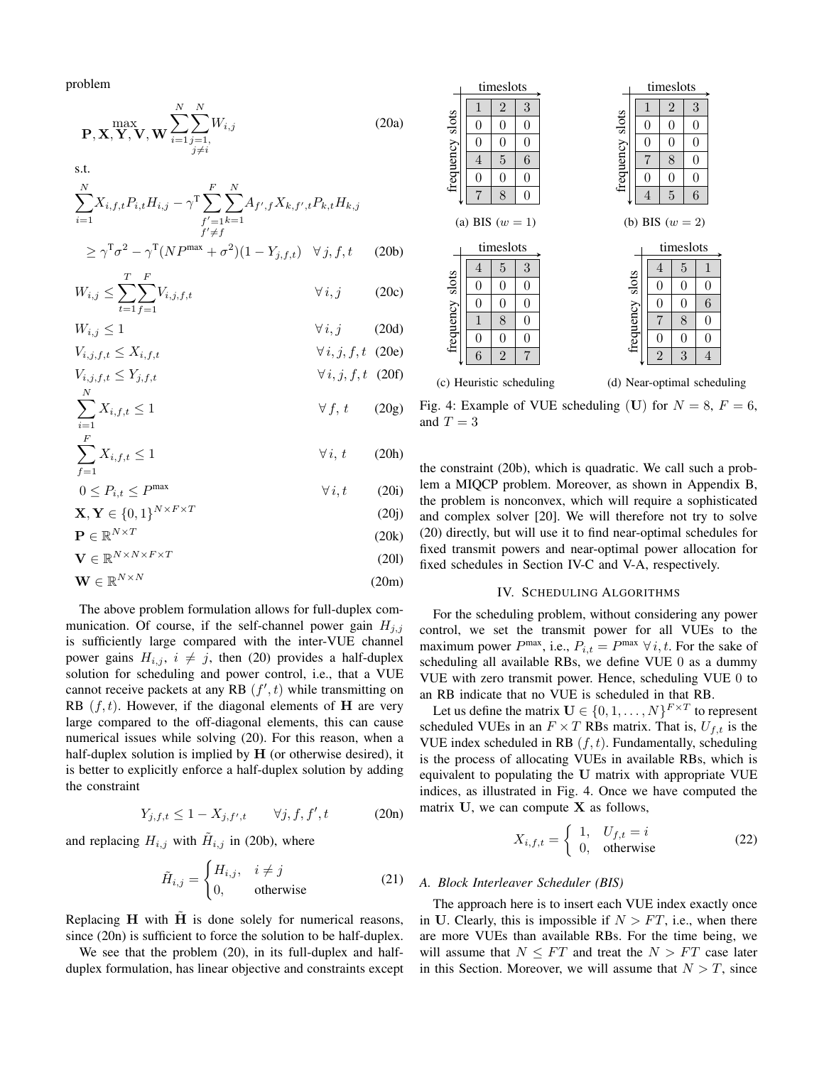problem

$$\max_{\mathbf{P}, \mathbf{X}, \mathbf{Y}, \mathbf{V}, \mathbf{W}} \sum_{i=1}^{N} \sum_{\substack{j=1, \\ j \neq i}}^{N} W_{i,j} \tag{20a}$$

s.t.

$$\sum_{i=1}^{N} X_{i,f,t} P_{i,t} H_{i,j} - \gamma^{\mathsf{T}} \sum_{\substack{f'=1 \\ f' \neq f}}^{F} \sum_{k=1}^{N} A_{f',f} X_{k,f',t} P_{k,t} H_{k,j}$$
$$\geq \gamma^{\mathsf{T}} \sigma^2 - \gamma^{\mathsf{T}} (N P^{\max} + \sigma^2)(1 - Y_{j,f,t}) \quad \forall j, f, t \tag{20b}$$

$$W_{i,j} \leq \sum_{t=1}^{T} \sum_{f=1}^{F} V_{i,j,f,t} \qquad \forall i, j \tag{20c}$$

$$W_{i,j} \leq 1 \qquad \forall i, j \tag{20d}$$

$$V_{i,j,f,t} \leq X_{i,f,t} \qquad \forall i, j, f, t \tag{20e}$$

$$V_{i,j,f,t} \leq Y_{j,f,t} \qquad \forall i, j, f, t \tag{20f}$$

$$\sum_{i=1}^{N} X_{i,f,t} \leq 1 \qquad \forall f, t \tag{20g}$$

$$\sum_{f=1}^{F} X_{i,f,t} \leq 1 \qquad \forall i, t \tag{20h}$$

$$0 \leq P_{i,t} \leq P^{\max} \qquad \forall i, t \tag{20i}$$

$$\mathbf{X}, \mathbf{Y} \in \{0,1\}^{N \times F \times T} \tag{20j}$$

$$\mathbf{P} \in \mathbb{R}^{N \times T} \tag{20k}$$

$$\mathbf{V} \in \mathbb{R}^{N \times N \times F \times T} \tag{20l}$$

$$\mathbf{W} \in \mathbb{R}^{N \times N} \tag{20m}$$

The above problem formulation allows for full-duplex communication. Of course, if the self-channel power gain $H_{j,j}$ is sufficiently large compared with the inter-VUE channel power gains $H_{i,j}$, $i \neq j$, then (20) provides a half-duplex solution for scheduling and power control, i.e., that a VUE cannot receive packets at any RB $(f', t)$ while transmitting on RB $(f, t)$. However, if the diagonal elements of $\mathbf{H}$ are very large compared to the off-diagonal elements, this can cause numerical issues while solving (20). For this reason, when a half-duplex solution is implied by $\mathbf{H}$ (or otherwise desired), it is better to explicitly enforce a half-duplex solution by adding the constraint

$$Y_{j,f,t} \leq 1 - X_{j,f',t} \qquad \forall j, f, f', t \tag{20n}$$

and replacing $H_{i,j}$ with $\tilde{H}_{i,j}$ in (20b), where

$$\tilde{H}_{i,j} = \begin{cases} H_{i,j}, & i \neq j \\ 0, & \text{otherwise} \end{cases} \tag{21}$$

Replacing $\mathbf{H}$ with $\tilde{\mathbf{H}}$ is done solely for numerical reasons, since (20n) is sufficient to force the solution to be half-duplex.

We see that the problem (20), in its full-duplex and half-duplex formulation, has linear objective and constraints except the constraint (20b), which is quadratic. We call such a problem a MIQCP problem. Moreover, as shown in Appendix B, the problem is nonconvex, which will require a sophisticated and complex solver [20]. We will therefore not try to solve (20) directly, but will use it to find near-optimal schedules for fixed transmit powers and near-optimal power allocation for fixed schedules in Section IV-C and V-A, respectively.

(a) BIS ($w = 1$) — timeslots (columns) × frequency slots (rows):

| | | |
|---|---|---|
| 1 | 2 | 3 |
| 0 | 0 | 0 |
| 0 | 0 | 0 |
| 4 | 5 | 6 |
| 0 | 0 | 0 |
| 7 | 8 | 0 |

(b) BIS ($w = 2$):

| | | |
|---|---|---|
| 1 | 2 | 3 |
| 0 | 0 | 0 |
| 0 | 0 | 0 |
| 7 | 8 | 0 |
| 0 | 0 | 0 |
| 4 | 5 | 6 |

(c) Heuristic scheduling:

| | | |
|---|---|---|
| 4 | 5 | 3 |
| 0 | 0 | 0 |
| 0 | 0 | 0 |
| 1 | 8 | 0 |
| 0 | 0 | 0 |
| 6 | 2 | 7 |

(d) Near-optimal scheduling:

| | | |
|---|---|---|
| 4 | 5 | 1 |
| 0 | 0 | 0 |
| 0 | 0 | 6 |
| 7 | 8 | 0 |
| 0 | 0 | 0 |
| 2 | 3 | 4 |

Fig. 4: Example of VUE scheduling ($\mathbf{U}$) for $N = 8$, $F = 6$, and $T = 3$

## IV. Scheduling Algorithms

For the scheduling problem, without considering any power control, we set the transmit power for all VUEs to the maximum power $P^{\max}$, i.e., $P_{i,t} = P^{\max}\ \forall\, i, t$. For the sake of scheduling all available RBs, we define VUE 0 as a dummy VUE with zero transmit power. Hence, scheduling VUE 0 to an RB indicate that no VUE is scheduled in that RB.

Let us define the matrix $\mathbf{U} \in \{0, 1, \ldots, N\}^{F \times T}$ to represent scheduled VUEs in an $F \times T$ RBs matrix. That is, $U_{f,t}$ is the VUE index scheduled in RB $(f, t)$. Fundamentally, scheduling is the process of allocating VUEs in available RBs, which is equivalent to populating the $\mathbf{U}$ matrix with appropriate VUE indices, as illustrated in Fig. 4. Once we have computed the matrix $\mathbf{U}$, we can compute $\mathbf{X}$ as follows,

$$X_{i,f,t} = \begin{cases} 1, & U_{f,t} = i \\ 0, & \text{otherwise} \end{cases} \tag{22}$$

### A. Block Interleaver Scheduler (BIS)

The approach here is to insert each VUE index exactly once in $\mathbf{U}$. Clearly, this is impossible if $N > FT$, i.e., when there are more VUEs than available RBs. For the time being, we will assume that $N \leq FT$ and treat the $N > FT$ case later in this Section. Moreover, we will assume that $N > T$, since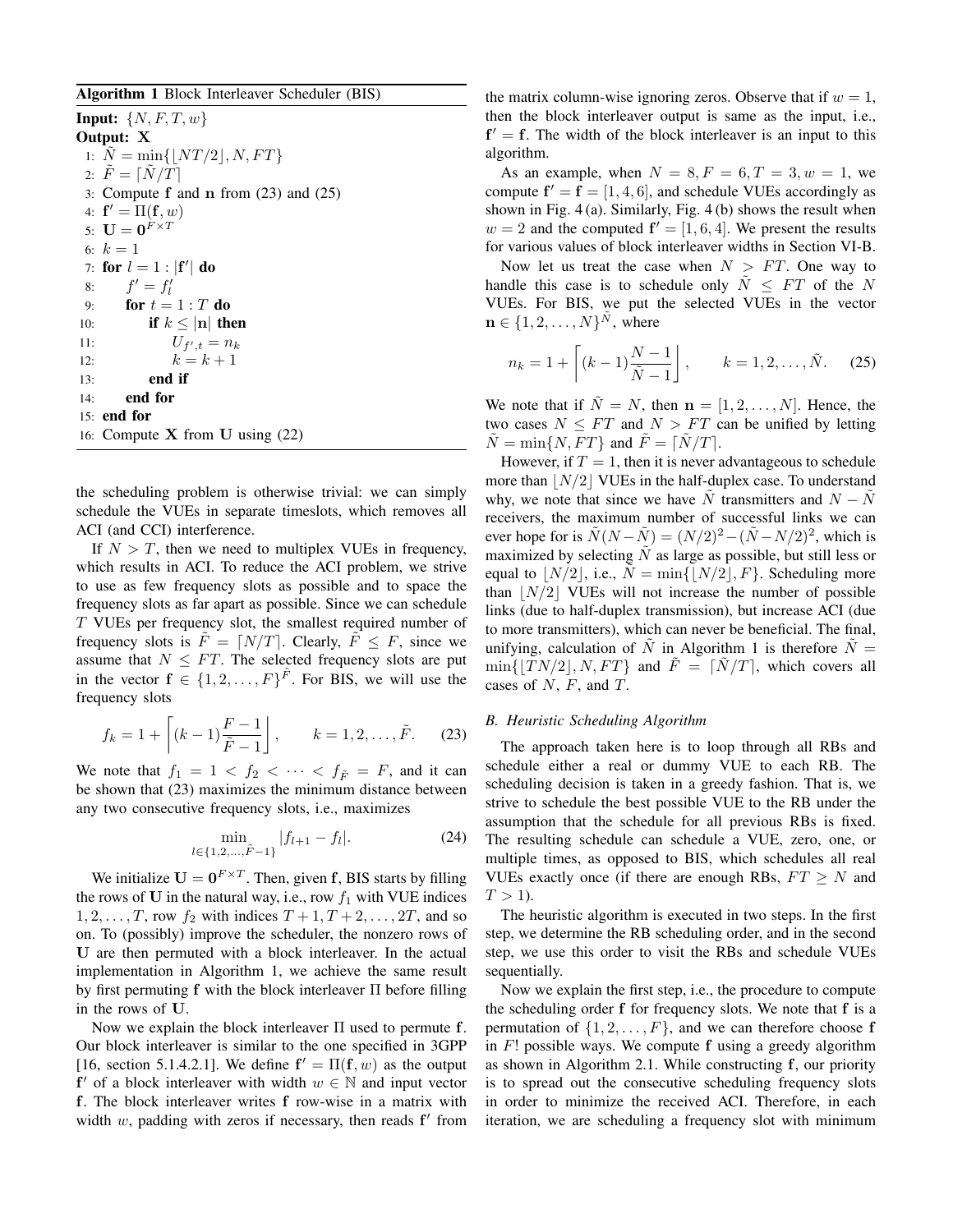**Algorithm 1** Block Interleaver Scheduler (BIS)

**Input:** $\{N, F, T, w\}$

**Output:** $\mathbf{X}$

1: $\tilde{N} = \min\{\lfloor NT/2 \rfloor, N, FT\}$
2: $\tilde{F} = \lceil \tilde{N}/T \rceil$
3: Compute $\mathbf{f}$ and $\mathbf{n}$ from (23) and (25)
4: $\mathbf{f}' = \Pi(\mathbf{f}, w)$
5: $\mathbf{U} = \mathbf{0}^{F \times T}$
6: $k = 1$
7: **for** $l = 1 : |\mathbf{f}'|$ **do**
8: $\quad f' = f'_l$
9: $\quad$ **for** $t = 1 : T$ **do**
10: $\quad\quad$ **if** $k \leq |\mathbf{n}|$ **then**
11: $\quad\quad\quad U_{f',t} = n_k$
12: $\quad\quad\quad k = k + 1$
13: $\quad\quad$ **end if**
14: $\quad$ **end for**
15: **end for**
16: Compute $\mathbf{X}$ from $\mathbf{U}$ using (22)

the scheduling problem is otherwise trivial: we can simply schedule the VUEs in separate timeslots, which removes all ACI (and CCI) interference.

If $N > T$, then we need to multiplex VUEs in frequency, which results in ACI. To reduce the ACI problem, we strive to use as few frequency slots as possible and to space the frequency slots as far apart as possible. Since we can schedule $T$ VUEs per frequency slot, the smallest required number of frequency slots is $\tilde{F} = \lceil N/T \rceil$. Clearly, $\tilde{F} \leq F$, since we assume that $N \leq FT$. The selected frequency slots are put in the vector $\mathbf{f} \in \{1, 2, \ldots, F\}^{\tilde{F}}$. For BIS, we will use the frequency slots

$$f_k = 1 + \left\lceil (k-1)\frac{F-1}{\tilde{F}-1} \right\rceil, \qquad k = 1, 2, \ldots, \tilde{F}. \tag{23}$$

We note that $f_1 = 1 < f_2 < \cdots < f_{\tilde{F}} = F$, and it can be shown that (23) maximizes the minimum distance between any two consecutive frequency slots, i.e., maximizes

$$\min_{l \in \{1,2,\ldots,\tilde{F}-1\}} |f_{l+1} - f_l|. \tag{24}$$

We initialize $\mathbf{U} = \mathbf{0}^{F \times T}$. Then, given $\mathbf{f}$, BIS starts by filling the rows of $\mathbf{U}$ in the natural way, i.e., row $f_1$ with VUE indices $1, 2, \ldots, T$, row $f_2$ with indices $T+1, T+2, \ldots, 2T$, and so on. To (possibly) improve the scheduler, the nonzero rows of $\mathbf{U}$ are then permuted with a block interleaver. In the actual implementation in Algorithm 1, we achieve the same result by first permuting $\mathbf{f}$ with the block interleaver $\Pi$ before filling in the rows of $\mathbf{U}$.

Now we explain the block interleaver $\Pi$ used to permute $\mathbf{f}$. Our block interleaver is similar to the one specified in 3GPP [16, section 5.1.4.2.1]. We define $\mathbf{f}' = \Pi(\mathbf{f}, w)$ as the output $\mathbf{f}'$ of a block interleaver with width $w \in \mathbb{N}$ and input vector $\mathbf{f}$. The block interleaver writes $\mathbf{f}$ row-wise in a matrix with width $w$, padding with zeros if necessary, then reads $\mathbf{f}'$ from the matrix column-wise ignoring zeros. Observe that if $w = 1$, then the block interleaver output is same as the input, i.e., $\mathbf{f}' = \mathbf{f}$. The width of the block interleaver is an input to this algorithm.

As an example, when $N = 8, F = 6, T = 3, w = 1$, we compute $\mathbf{f}' = \mathbf{f} = [1, 4, 6]$, and schedule VUEs accordingly as shown in Fig. 4 (a). Similarly, Fig. 4 (b) shows the result when $w = 2$ and the computed $\mathbf{f}' = [1, 6, 4]$. We present the results for various values of block interleaver widths in Section VI-B.

Now let us treat the case when $N > FT$. One way to handle this case is to schedule only $\tilde{N} \leq FT$ of the $N$ VUEs. For BIS, we put the selected VUEs in the vector $\mathbf{n} \in \{1, 2, \ldots, N\}^{\tilde{N}}$, where

$$n_k = 1 + \left\lceil (k-1)\frac{N-1}{\tilde{N}-1} \right\rceil, \qquad k = 1, 2, \ldots, \tilde{N}. \tag{25}$$

We note that if $\tilde{N} = N$, then $\mathbf{n} = [1, 2, \ldots, N]$. Hence, the two cases $N \leq FT$ and $N > FT$ can be unified by letting $\tilde{N} = \min\{N, FT\}$ and $\tilde{F} = \lceil \tilde{N}/T \rceil$.

However, if $T = 1$, then it is never advantageous to schedule more than $\lfloor N/2 \rfloor$ VUEs in the half-duplex case. To understand why, we note that since we have $\tilde{N}$ transmitters and $N - \tilde{N}$ receivers, the maximum number of successful links we can ever hope for is $\tilde{N}(N - \tilde{N}) = (N/2)^2 - (\tilde{N} - N/2)^2$, which is maximized by selecting $\tilde{N}$ as large as possible, but still less or equal to $\lfloor N/2 \rfloor$, i.e., $\tilde{N} = \min\{\lfloor N/2 \rfloor, F\}$. Scheduling more than $\lfloor N/2 \rfloor$ VUEs will not increase the number of possible links (due to half-duplex transmission), but increase ACI (due to more transmitters), which can never be beneficial. The final, unifying, calculation of $\tilde{N}$ in Algorithm 1 is therefore $\tilde{N} = \min\{\lfloor TN/2 \rfloor, N, FT\}$ and $\tilde{F} = \lceil \tilde{N}/T \rceil$, which covers all cases of $N$, $F$, and $T$.

### B. Heuristic Scheduling Algorithm

The approach taken here is to loop through all RBs and schedule either a real or dummy VUE to each RB. The scheduling decision is taken in a greedy fashion. That is, we strive to schedule the best possible VUE to the RB under the assumption that the schedule for all previous RBs is fixed. The resulting schedule can schedule a VUE, zero, one, or multiple times, as opposed to BIS, which schedules all real VUEs exactly once (if there are enough RBs, $FT \geq N$ and $T > 1$).

The heuristic algorithm is executed in two steps. In the first step, we determine the RB scheduling order, and in the second step, we use this order to visit the RBs and schedule VUEs sequentially.

Now we explain the first step, i.e., the procedure to compute the scheduling order $\mathbf{f}$ for frequency slots. We note that $\mathbf{f}$ is a permutation of $\{1, 2, \ldots, F\}$, and we can therefore choose $\mathbf{f}$ in $F!$ possible ways. We compute $\mathbf{f}$ using a greedy algorithm as shown in Algorithm 2.1. While constructing $\mathbf{f}$, our priority is to spread out the consecutive scheduling frequency slots in order to minimize the received ACI. Therefore, in each iteration, we are scheduling a frequency slot with minimum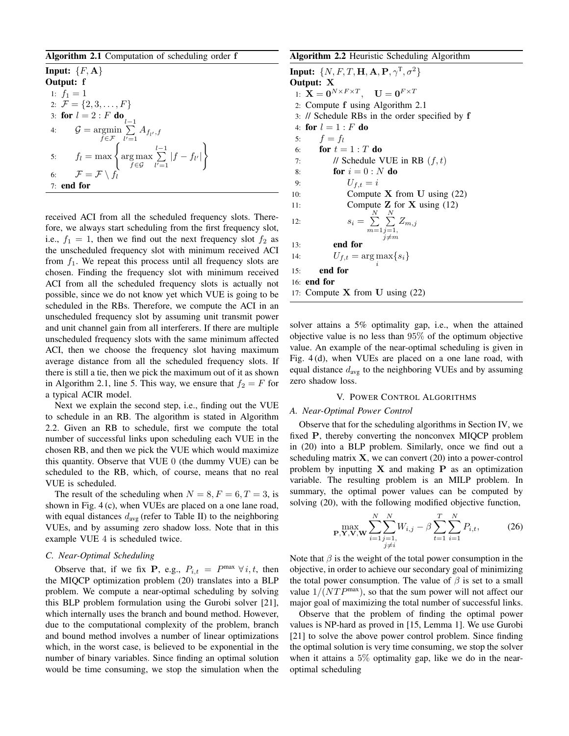**Algorithm 2.1** Computation of scheduling order **f**

**Input:** $\{F, \mathbf{A}\}$
**Output:** **f**

1: $f_1 = 1$
2: $\mathcal{F} = \{2, 3, \ldots, F\}$
3: **for** $l = 2 : F$ **do**
4: $\quad \mathcal{G} = \underset{f \in \mathcal{F}}{\operatorname{argmin}} \sum_{l'=1}^{l-1} A_{f_{l'}, f}$
5: $\quad f_l = \max \left\{ \underset{f \in \mathcal{G}}{\arg\max} \sum_{l'=1}^{l-1} |f - f_{l'}| \right\}$
6: $\quad \mathcal{F} = \mathcal{F} \setminus f_l$
7: **end for**

received ACI from all the scheduled frequency slots. Therefore, we always start scheduling from the first frequency slot, i.e., $f_1 = 1$, then we find out the next frequency slot $f_2$ as the unscheduled frequency slot with minimum received ACI from $f_1$. We repeat this process until all frequency slots are chosen. Finding the frequency slot with minimum received ACI from all the scheduled frequency slots is actually not possible, since we do not know yet which VUE is going to be scheduled in the RBs. Therefore, we compute the ACI in an unscheduled frequency slot by assuming unit transmit power and unit channel gain from all interferers. If there are multiple unscheduled frequency slots with the same minimum affected ACI, then we choose the frequency slot having maximum average distance from all the scheduled frequency slots. If there is still a tie, then we pick the maximum out of it as shown in Algorithm 2.1, line 5. This way, we ensure that $f_2 = F$ for a typical ACIR model.

Next we explain the second step, i.e., finding out the VUE to schedule in an RB. The algorithm is stated in Algorithm 2.2. Given an RB to schedule, first we compute the total number of successful links upon scheduling each VUE in the chosen RB, and then we pick the VUE which would maximize this quantity. Observe that VUE 0 (the dummy VUE) can be scheduled to the RB, which, of course, means that no real VUE is scheduled.

The result of the scheduling when $N = 8, F = 6, T = 3$, is shown in Fig. 4 (c), when VUEs are placed on a one lane road, with equal distances $d_{\text{avg}}$ (refer to Table II) to the neighboring VUEs, and by assuming zero shadow loss. Note that in this example VUE 4 is scheduled twice.

### C. Near-Optimal Scheduling

Observe that, if we fix $\mathbf{P}$, e.g., $P_{i,t} = P^{\max} \; \forall i, t$, then the MIQCP optimization problem (20) translates into a BLP problem. We compute a near-optimal scheduling by solving this BLP problem formulation using the Gurobi solver [21], which internally uses the branch and bound method. However, due to the computational complexity of the problem, branch and bound method involves a number of linear optimizations which, in the worst case, is believed to be exponential in the number of binary variables. Since finding an optimal solution would be time consuming, we stop the simulation when the

**Algorithm 2.2** Heuristic Scheduling Algorithm

**Input:** $\{N, F, T, \mathbf{H}, \mathbf{A}, \mathbf{P}, \gamma^{\text{T}}, \sigma^2\}$
**Output:** **X**

1: $\mathbf{X} = \mathbf{0}^{N \times F \times T}, \quad \mathbf{U} = \mathbf{0}^{F \times T}$
2: Compute **f** using Algorithm 2.1
3: // Schedule RBs in the order specified by **f**
4: **for** $l = 1 : F$ **do**
5: $\quad f = f_l$
6: $\quad$ **for** $t = 1 : T$ **do**
7: $\quad\quad$ // Schedule VUE in RB $(f, t)$
8: $\quad\quad$ **for** $i = 0 : N$ **do**
9: $\quad\quad\quad U_{f,t} = i$
10: $\quad\quad\quad$ Compute **X** from **U** using (22)
11: $\quad\quad\quad$ Compute **Z** for **X** using (12)
12: $\quad\quad\quad s_i = \sum_{m=1}^{N} \sum_{\substack{j=1, \\ j \neq m}}^{N} Z_{m,j}$
13: $\quad\quad$ **end for**
14: $\quad\quad U_{f,t} = \arg\max_i \{s_i\}$
15: $\quad$ **end for**
16: **end for**
17: Compute **X** from **U** using (22)

solver attains a 5% optimality gap, i.e., when the attained objective value is no less than 95% of the optimum objective value. An example of the near-optimal scheduling is given in Fig. 4 (d), when VUEs are placed on a one lane road, with equal distance $d_{\text{avg}}$ to the neighboring VUEs and by assuming zero shadow loss.

## V. Power Control Algorithms

### A. Near-Optimal Power Control

Observe that for the scheduling algorithms in Section IV, we fixed $\mathbf{P}$, thereby converting the nonconvex MIQCP problem in (20) into a BLP problem. Similarly, once we find out a scheduling matrix $\mathbf{X}$, we can convert (20) into a power-control problem by inputting $\mathbf{X}$ and making $\mathbf{P}$ as an optimization variable. The resulting problem is an MILP problem. In summary, the optimal power values can be computed by solving (20), with the following modified objective function,

$$\max_{\mathbf{P}, \mathbf{Y}, \mathbf{V}, \mathbf{W}} \sum_{i=1}^{N} \sum_{\substack{j=1, \\ j \neq i}}^{N} W_{i,j} - \beta \sum_{t=1}^{T} \sum_{i=1}^{N} P_{i,t}, \tag{26}$$

Note that $\beta$ is the weight of the total power consumption in the objective, in order to achieve our secondary goal of minimizing the total power consumption. The value of $\beta$ is set to a small value $1/(NTP^{\max})$, so that the sum power will not affect our major goal of maximizing the total number of successful links.

Observe that the problem of finding the optimal power values is NP-hard as proved in [15, Lemma 1]. We use Gurobi [21] to solve the above power control problem. Since finding the optimal solution is very time consuming, we stop the solver when it attains a 5% optimality gap, like we do in the near-optimal scheduling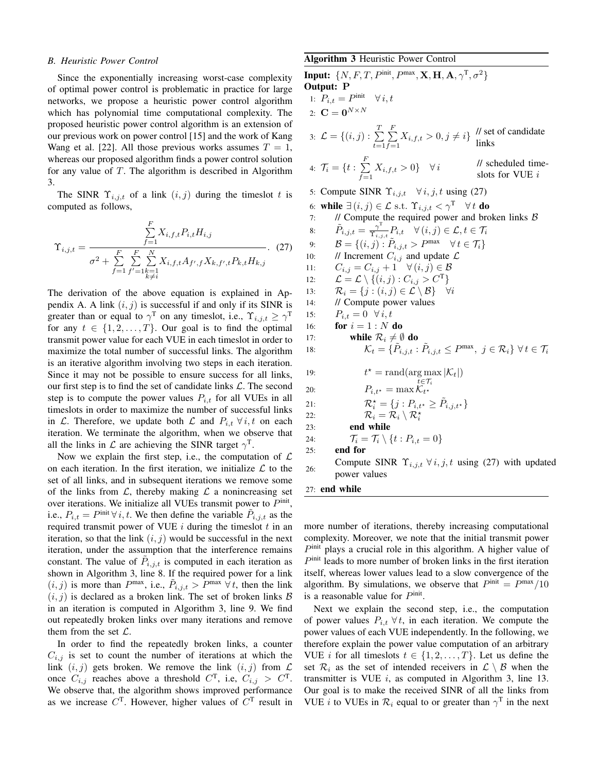### B. Heuristic Power Control

Since the exponentially increasing worst-case complexity of optimal power control is problematic in practice for large networks, we propose a heuristic power control algorithm which has polynomial time computational complexity. The proposed heuristic power control algorithm is an extension of our previous work on power control [15] and the work of Kang Wang et al. [22]. All those previous works assumes $T = 1$, whereas our proposed algorithm finds a power control solution for any value of $T$. The algorithm is described in Algorithm 3.

The SINR $\Upsilon_{i,j,t}$ of a link $(i, j)$ during the timeslot $t$ is computed as follows,

$$\Upsilon_{i,j,t} = \frac{\sum_{f=1}^{F} X_{i,f,t} P_{i,t} H_{i,j}}{\sigma^2 + \sum_{f=1}^{F} \sum_{f'=1}^{F} \sum_{\substack{k=1 \\ k \neq i}}^{N} X_{i,f,t} A_{f',f} X_{k,f',t} P_{k,t} H_{k,j}}. \quad (27)$$

The derivation of the above equation is explained in Appendix A. A link $(i, j)$ is successful if and only if its SINR is greater than or equal to $\gamma^{\text{T}}$ on any timeslot, i.e., $\Upsilon_{i,j,t} \geq \gamma^{\text{T}}$ for any $t \in \{1, 2, \ldots, T\}$. Our goal is to find the optimal transmit power value for each VUE in each timeslot in order to maximize the total number of successful links. The algorithm is an iterative algorithm involving two steps in each iteration. Since it may not be possible to ensure success for all links, our first step is to find the set of candidate links $\mathcal{L}$. The second step is to compute the power values $P_{i,t}$ for all VUEs in all timeslots in order to maximize the number of successful links in $\mathcal{L}$. Therefore, we update both $\mathcal{L}$ and $P_{i,t}\ \forall\, i, t$ on each iteration. We terminate the algorithm, when we observe that all the links in $\mathcal{L}$ are achieving the SINR target $\gamma^{\text{T}}$.

Now we explain the first step, i.e., the computation of $\mathcal{L}$ on each iteration. In the first iteration, we initialize $\mathcal{L}$ to the set of all links, and in subsequent iterations we remove some of the links from $\mathcal{L}$, thereby making $\mathcal{L}$ a nonincreasing set over iterations. We initialize all VUEs transmit power to $P^{\text{init}}$, i.e., $P_{i,t} = P^{\text{init}}\, \forall\, i, t$. We then define the variable $\tilde{P}_{i,j,t}$ as the required transmit power of VUE $i$ during the timeslot $t$ in an iteration, so that the link $(i, j)$ would be successful in the next iteration, under the assumption that the interference remains constant. The value of $\tilde{P}_{i,j,t}$ is computed in each iteration as shown in Algorithm 3, line 8. If the required power for a link $(i, j)$ is more than $P^{\max}$, i.e., $\tilde{P}_{i,j,t} > P^{\max}\ \forall\, t$, then the link $(i, j)$ is declared as a broken link. The set of broken links $\mathcal{B}$ in an iteration is computed in Algorithm 3, line 9. We find out repeatedly broken links over many iterations and remove them from the set $\mathcal{L}$.

In order to find the repeatedly broken links, a counter $C_{i,j}$ is set to count the number of iterations at which the link $(i, j)$ gets broken. We remove the link $(i, j)$ from $\mathcal{L}$ once $C_{i,j}$ reaches above a threshold $C^{\text{T}}$, i.e, $C_{i,j} > C^{\text{T}}$. We observe that, the algorithm shows improved performance as we increase $C^{\text{T}}$. However, higher values of $C^{\text{T}}$ result in more number of iterations, thereby increasing computational complexity. Moreover, we note that the initial transmit power $P^{\text{init}}$ plays a crucial role in this algorithm. A higher value of $P^{\text{init}}$ leads to more number of broken links in the first iteration itself, whereas lower values lead to a slow convergence of the algorithm. By simulations, we observe that $P^{\text{init}} = P^{\max}/10$ is a reasonable value for $P^{\text{init}}$.

Next we explain the second step, i.e., the computation of power values $P_{i,t}\ \forall\, t$, in each iteration. We compute the power values of each VUE independently. In the following, we therefore explain the power value computation of an arbitrary VUE $i$ for all timeslots $t \in \{1, 2, \ldots, T\}$. Let us define the set $\mathcal{R}_i$ as the set of intended receivers in $\mathcal{L} \setminus \mathcal{B}$ when the transmitter is VUE $i$, as computed in Algorithm 3, line 13. Our goal is to make the received SINR of all the links from VUE $i$ to VUEs in $\mathcal{R}_i$ equal to or greater than $\gamma^{\text{T}}$ in the next

**Algorithm 3** Heuristic Power Control

**Input:** $\{N, F, T, P^{\text{init}}, P^{\max}, \mathbf{X}, \mathbf{H}, \mathbf{A}, \gamma^{\text{T}}, \sigma^2\}$
**Output:** $\mathbf{P}$

```
1:  P_{i,t} = P^init   ∀ i, t
2:  C = 0^{N×N}
3:  L = {(i,j) : Σ_{t=1}^{T} Σ_{f=1}^{F} X_{i,f,t} > 0, j ≠ i}   // set of candidate links
4:  T_i = {t : Σ_{f=1}^{F} X_{i,f,t} > 0}   ∀ i                   // scheduled timeslots for VUE i
5:  Compute SINR Υ_{i,j,t}   ∀ i, j, t using (27)
6:  while ∃(i,j) ∈ L s.t. Υ_{i,j,t} < γ^T   ∀ t do
7:      // Compute the required power and broken links B
8:      P̃_{i,j,t} = (γ^T / Υ_{i,j,t}) P_{i,t}   ∀ (i,j) ∈ L, t ∈ T_i
9:      B = {(i,j) : P̃_{i,j,t} > P^max   ∀ t ∈ T_i}
10:     // Increment C_{i,j} and update L
11:     C_{i,j} = C_{i,j} + 1   ∀ (i,j) ∈ B
12:     L = L \ {(i,j) : C_{i,j} > C^T}
13:     R_i = {j : (i,j) ∈ L \ B}   ∀ i
14:     // Compute power values
15:     P_{i,t} = 0   ∀ i, t
16:     for i = 1 : N do
17:         while R_i ≠ ∅ do
18:             K_t = {P̃_{i,j,t} : P̃_{i,j,t} ≤ P^max, j ∈ R_i} ∀ t ∈ T_i
19:             t* = rand(arg max_{t ∈ T_i} |K_t|)
20:             P_{i,t*} = max K_{t*}
21:             R_i* = {j : P_{i,t*} ≥ P̃_{i,j,t*}}
22:             R_i = R_i \ R_i*
23:         end while
24:         T_i = T_i \ {t : P_{i,t} = 0}
25:     end for
26:     Compute SINR Υ_{i,j,t} ∀ i, j, t using (27) with updated power values
27: end while
```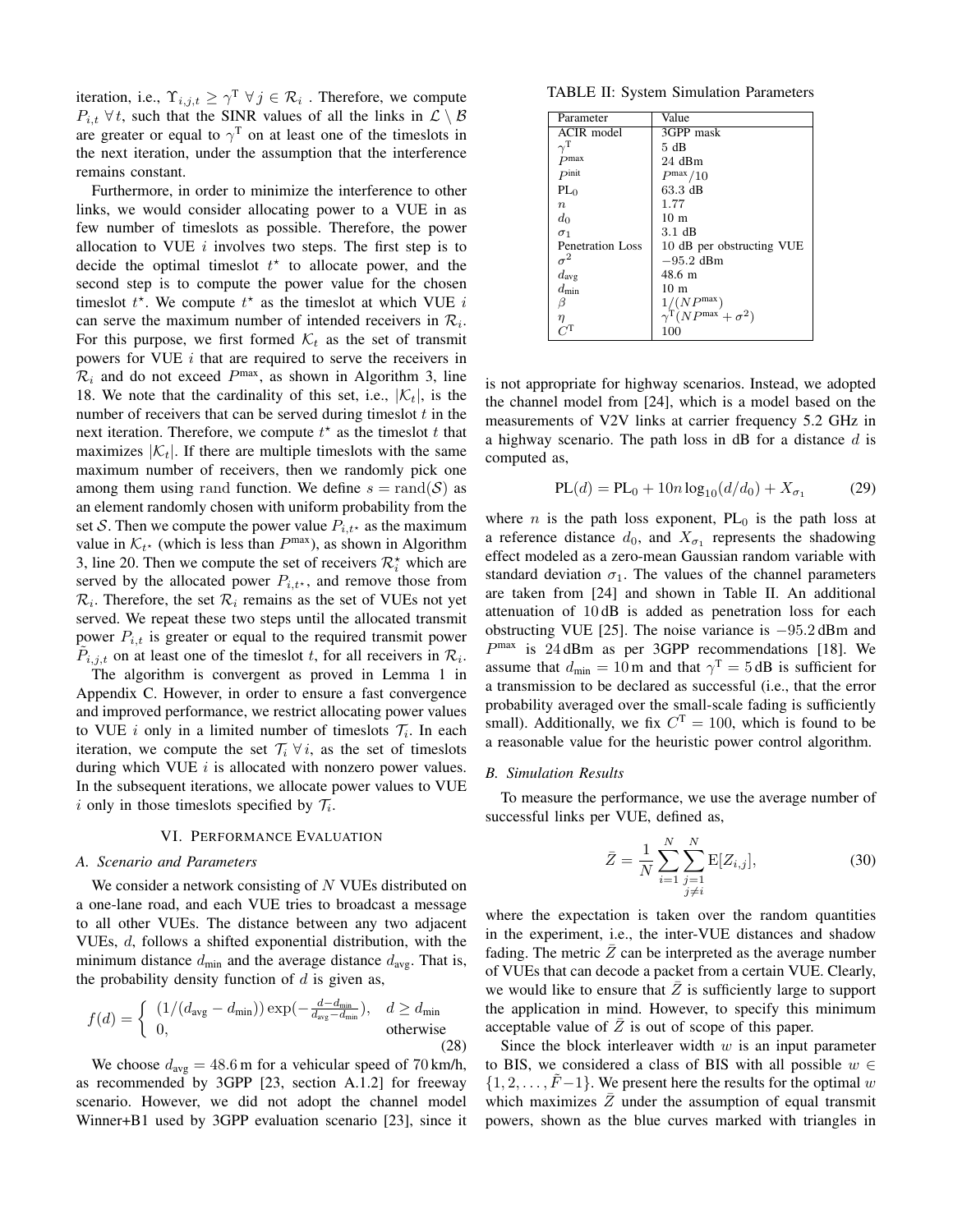iteration, i.e., $\Upsilon_{i,j,t} \geq \gamma^{\mathrm{T}} \; \forall j \in \mathcal{R}_i$ . Therefore, we compute $P_{i,t} \; \forall t$, such that the SINR values of all the links in $\mathcal{L} \setminus \mathcal{B}$ are greater or equal to $\gamma^{\mathrm{T}}$ on at least one of the timeslots in the next iteration, under the assumption that the interference remains constant.

Furthermore, in order to minimize the interference to other links, we would consider allocating power to a VUE in as few number of timeslots as possible. Therefore, the power allocation to VUE $i$ involves two steps. The first step is to decide the optimal timeslot $t^\star$ to allocate power, and the second step is to compute the power value for the chosen timeslot $t^\star$. We compute $t^\star$ as the timeslot at which VUE $i$ can serve the maximum number of intended receivers in $\mathcal{R}_i$. For this purpose, we first formed $\mathcal{K}_t$ as the set of transmit powers for VUE $i$ that are required to serve the receivers in $\mathcal{R}_i$ and do not exceed $P^{\max}$, as shown in Algorithm 3, line 18. We note that the cardinality of this set, i.e., $|\mathcal{K}_t|$, is the number of receivers that can be served during timeslot $t$ in the next iteration. Therefore, we compute $t^\star$ as the timeslot $t$ that maximizes $|\mathcal{K}_t|$. If there are multiple timeslots with the same maximum number of receivers, then we randomly pick one among them using rand function. We define $s = \mathrm{rand}(\mathcal{S})$ as an element randomly chosen with uniform probability from the set $\mathcal{S}$. Then we compute the power value $P_{i,t^\star}$ as the maximum value in $\mathcal{K}_{t^\star}$ (which is less than $P^{\max}$), as shown in Algorithm 3, line 20. Then we compute the set of receivers $\mathcal{R}_i^\star$ which are served by the allocated power $P_{i,t^\star}$, and remove those from $\mathcal{R}_i$. Therefore, the set $\mathcal{R}_i$ remains as the set of VUEs not yet served. We repeat these two steps until the allocated transmit power $P_{i,t}$ is greater or equal to the required transmit power $\tilde{P}_{i,j,t}$ on at least one of the timeslot $t$, for all receivers in $\mathcal{R}_i$.

The algorithm is convergent as proved in Lemma 1 in Appendix C. However, in order to ensure a fast convergence and improved performance, we restrict allocating power values to VUE $i$ only in a limited number of timeslots $\mathcal{T}_i$. In each iteration, we compute the set $\mathcal{T}_i \; \forall i$, as the set of timeslots during which VUE $i$ is allocated with nonzero power values. In the subsequent iterations, we allocate power values to VUE $i$ only in those timeslots specified by $\mathcal{T}_i$.

## VI. Performance Evaluation

### A. Scenario and Parameters

We consider a network consisting of $N$ VUEs distributed on a one-lane road, and each VUE tries to broadcast a message to all other VUEs. The distance between any two adjacent VUEs, $d$, follows a shifted exponential distribution, with the minimum distance $d_{\text{min}}$ and the average distance $d_{\text{avg}}$. That is, the probability density function of $d$ is given as,

$$f(d) = \begin{cases} (1/(d_{\text{avg}} - d_{\text{min}})) \exp(-\frac{d - d_{\text{min}}}{d_{\text{avg}} - d_{\text{min}}}), & d \geq d_{\text{min}} \\ 0, & \text{otherwise} \end{cases} \tag{28}$$

We choose $d_{\text{avg}} = 48.6\,\text{m}$ for a vehicular speed of $70\,\text{km/h}$, as recommended by 3GPP [23, section A.1.2] for freeway scenario. However, we did not adopt the channel model Winner+B1 used by 3GPP evaluation scenario [23], since it is not appropriate for highway scenarios. Instead, we adopted the channel model from [24], which is a model based on the measurements of V2V links at carrier frequency 5.2 GHz in a highway scenario. The path loss in dB for a distance $d$ is computed as,

$$\mathrm{PL}(d) = \mathrm{PL}_0 + 10n \log_{10}(d/d_0) + X_{\sigma_1} \tag{29}$$

where $n$ is the path loss exponent, $\mathrm{PL}_0$ is the path loss at a reference distance $d_0$, and $X_{\sigma_1}$ represents the shadowing effect modeled as a zero-mean Gaussian random variable with standard deviation $\sigma_1$. The values of the channel parameters are taken from [24] and shown in Table II. An additional attenuation of $10\,\text{dB}$ is added as penetration loss for each obstructing VUE [25]. The noise variance is $-95.2\,\text{dBm}$ and $P^{\max}$ is $24\,\text{dBm}$ as per 3GPP recommendations [18]. We assume that $d_{\text{min}} = 10\,\text{m}$ and that $\gamma^{\mathrm{T}} = 5\,\text{dB}$ is sufficient for a transmission to be declared as successful (i.e., that the error probability averaged over the small-scale fading is sufficiently small). Additionally, we fix $C^{\mathrm{T}} = 100$, which is found to be a reasonable value for the heuristic power control algorithm.

TABLE II: System Simulation Parameters

| Parameter | Value |
|---|---|
| ACIR model | 3GPP mask |
| $\gamma^{\mathrm{T}}$ | 5 dB |
| $P^{\max}$ | 24 dBm |
| $P^{\text{init}}$ | $P^{\max}/10$ |
| $\mathrm{PL}_0$ | 63.3 dB |
| $n$ | 1.77 |
| $d_0$ | 10 m |
| $\sigma_1$ | 3.1 dB |
| Penetration Loss | 10 dB per obstructing VUE |
| $\sigma^2$ | $-95.2$ dBm |
| $d_{\text{avg}}$ | 48.6 m |
| $d_{\text{min}}$ | 10 m |
| $\beta$ | $1/(NP^{\max})$ |
| $\eta$ | $\gamma^{\mathrm{T}}(NP^{\max} + \sigma^2)$ |
| $C^{\mathrm{T}}$ | 100 |

### B. Simulation Results

To measure the performance, we use the average number of successful links per VUE, defined as,

$$\bar{Z} = \frac{1}{N} \sum_{i=1}^{N} \sum_{\substack{j=1 \\ j \neq i}}^{N} \mathrm{E}[Z_{i,j}], \tag{30}$$

where the expectation is taken over the random quantities in the experiment, i.e., the inter-VUE distances and shadow fading. The metric $\bar{Z}$ can be interpreted as the average number of VUEs that can decode a packet from a certain VUE. Clearly, we would like to ensure that $\bar{Z}$ is sufficiently large to support the application in mind. However, to specify this minimum acceptable value of $\bar{Z}$ is out of scope of this paper.

Since the block interleaver width $w$ is an input parameter to BIS, we considered a class of BIS with all possible $w \in \{1, 2, \ldots, \tilde{F}-1\}$. We present here the results for the optimal $w$ which maximizes $\bar{Z}$ under the assumption of equal transmit powers, shown as the blue curves marked with triangles in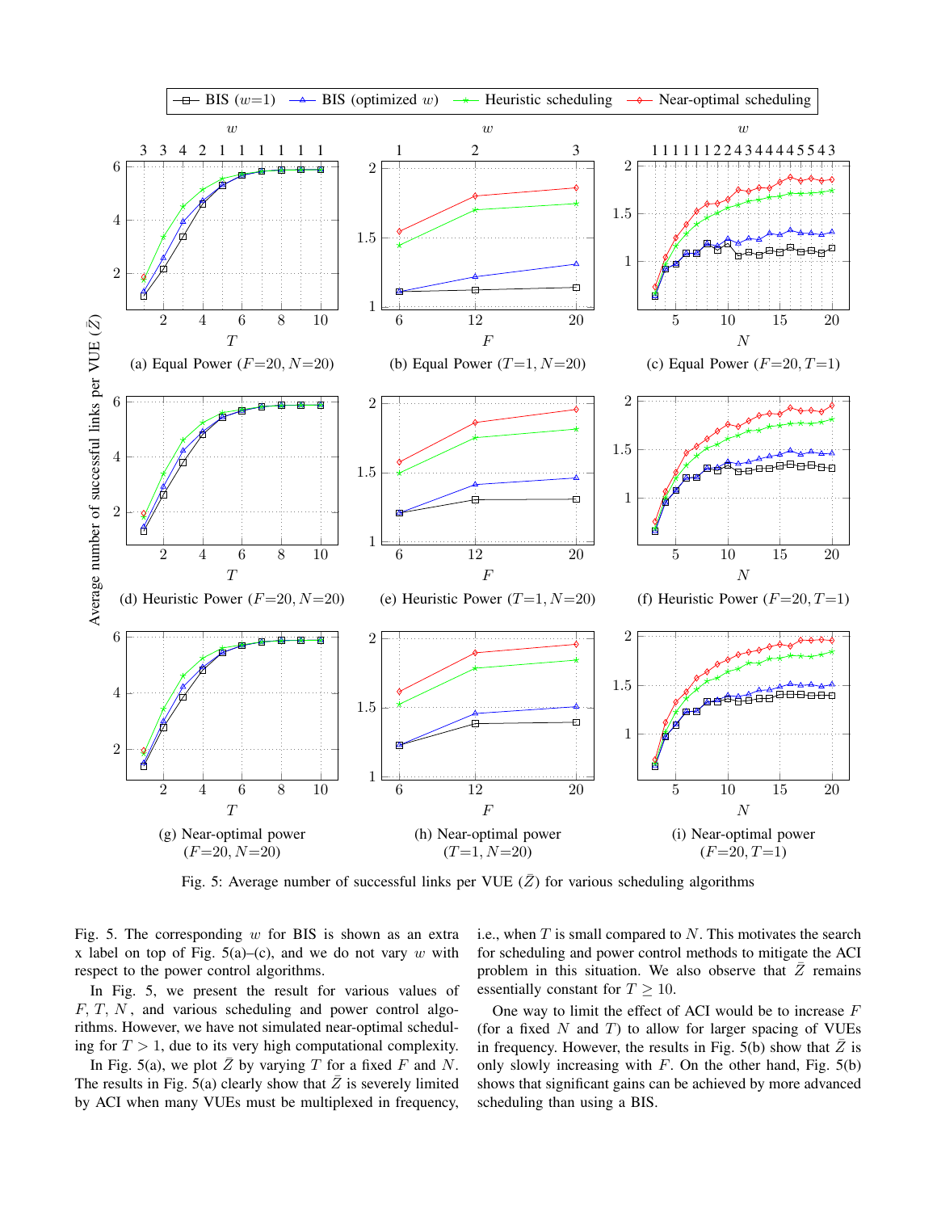Fig. 5: Average number of successful links per VUE ($\bar{Z}$) for various scheduling algorithms

Fig. 5. The corresponding $w$ for BIS is shown as an extra x label on top of Fig. 5(a)–(c), and we do not vary $w$ with respect to the power control algorithms.

In Fig. 5, we present the result for various values of $F$, $T$, $N$, and various scheduling and power control algorithms. However, we have not simulated near-optimal scheduling for $T > 1$, due to its very high computational complexity.

In Fig. 5(a), we plot $\bar{Z}$ by varying $T$ for a fixed $F$ and $N$. The results in Fig. 5(a) clearly show that $\bar{Z}$ is severely limited by ACI when many VUEs must be multiplexed in frequency, i.e., when $T$ is small compared to $N$. This motivates the search for scheduling and power control methods to mitigate the ACI problem in this situation. We also observe that $\bar{Z}$ remains essentially constant for $T \geq 10$.

One way to limit the effect of ACI would be to increase $F$ (for a fixed $N$ and $T$) to allow for larger spacing of VUEs in frequency. However, the results in Fig. 5(b) show that $\bar{Z}$ is only slowly increasing with $F$. On the other hand, Fig. 5(b) shows that significant gains can be achieved by more advanced scheduling than using a BIS.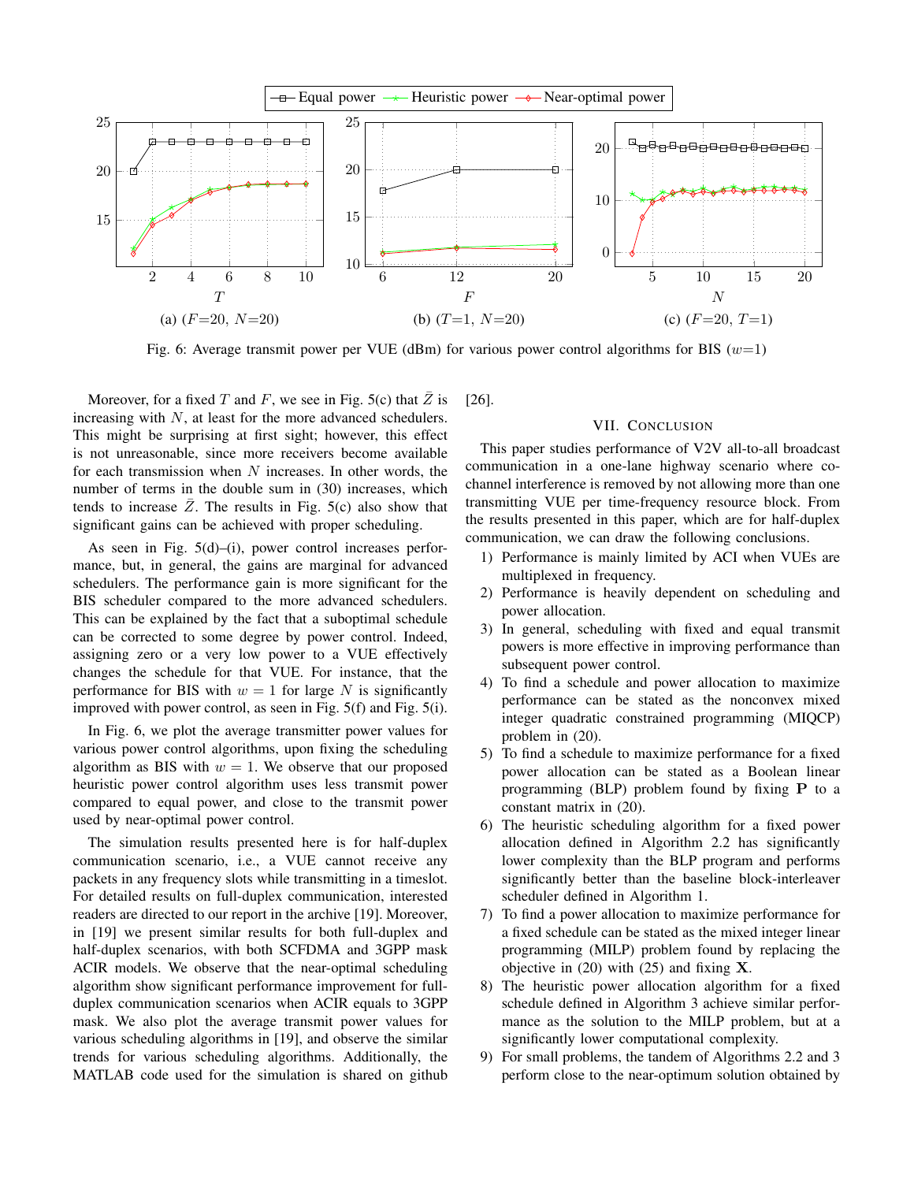Fig. 6: Average transmit power per VUE (dBm) for various power control algorithms for BIS ($w$=1)

Moreover, for a fixed $T$ and $F$, we see in Fig. 5(c) that $\bar{Z}$ is increasing with $N$, at least for the more advanced schedulers. This might be surprising at first sight; however, this effect is not unreasonable, since more receivers become available for each transmission when $N$ increases. In other words, the number of terms in the double sum in (30) increases, which tends to increase $\bar{Z}$. The results in Fig. 5(c) also show that significant gains can be achieved with proper scheduling.

As seen in Fig. 5(d)–(i), power control increases performance, but, in general, the gains are marginal for advanced schedulers. The performance gain is more significant for the BIS scheduler compared to the more advanced schedulers. This can be explained by the fact that a suboptimal schedule can be corrected to some degree by power control. Indeed, assigning zero or a very low power to a VUE effectively changes the schedule for that VUE. For instance, that the performance for BIS with $w = 1$ for large $N$ is significantly improved with power control, as seen in Fig. 5(f) and Fig. 5(i).

In Fig. 6, we plot the average transmitter power values for various power control algorithms, upon fixing the scheduling algorithm as BIS with $w = 1$. We observe that our proposed heuristic power control algorithm uses less transmit power compared to equal power, and close to the transmit power used by near-optimal power control.

The simulation results presented here is for half-duplex communication scenario, i.e., a VUE cannot receive any packets in any frequency slots while transmitting in a timeslot. For detailed results on full-duplex communication, interested readers are directed to our report in the archive [19]. Moreover, in [19] we present similar results for both full-duplex and half-duplex scenarios, with both SCFDMA and 3GPP mask ACIR models. We observe that the near-optimal scheduling algorithm show significant performance improvement for full-duplex communication scenarios when ACIR equals to 3GPP mask. We also plot the average transmit power values for various scheduling algorithms in [19], and observe the similar trends for various scheduling algorithms. Additionally, the MATLAB code used for the simulation is shared on github [26].

## VII. Conclusion

This paper studies performance of V2V all-to-all broadcast communication in a one-lane highway scenario where co-channel interference is removed by not allowing more than one transmitting VUE per time-frequency resource block. From the results presented in this paper, which are for half-duplex communication, we can draw the following conclusions.

1) Performance is mainly limited by ACI when VUEs are multiplexed in frequency.
2) Performance is heavily dependent on scheduling and power allocation.
3) In general, scheduling with fixed and equal transmit powers is more effective in improving performance than subsequent power control.
4) To find a schedule and power allocation to maximize performance can be stated as the nonconvex mixed integer quadratic constrained programming (MIQCP) problem in (20).
5) To find a schedule to maximize performance for a fixed power allocation can be stated as a Boolean linear programming (BLP) problem found by fixing $\mathbf{P}$ to a constant matrix in (20).
6) The heuristic scheduling algorithm for a fixed power allocation defined in Algorithm 2.2 has significantly lower complexity than the BLP program and performs significantly better than the baseline block-interleaver scheduler defined in Algorithm 1.
7) To find a power allocation to maximize performance for a fixed schedule can be stated as the mixed integer linear programming (MILP) problem found by replacing the objective in (20) with (25) and fixing $\mathbf{X}$.
8) The heuristic power allocation algorithm for a fixed schedule defined in Algorithm 3 achieve similar performance as the solution to the MILP problem, but at a significantly lower computational complexity.
9) For small problems, the tandem of Algorithms 2.2 and 3 perform close to the near-optimum solution obtained by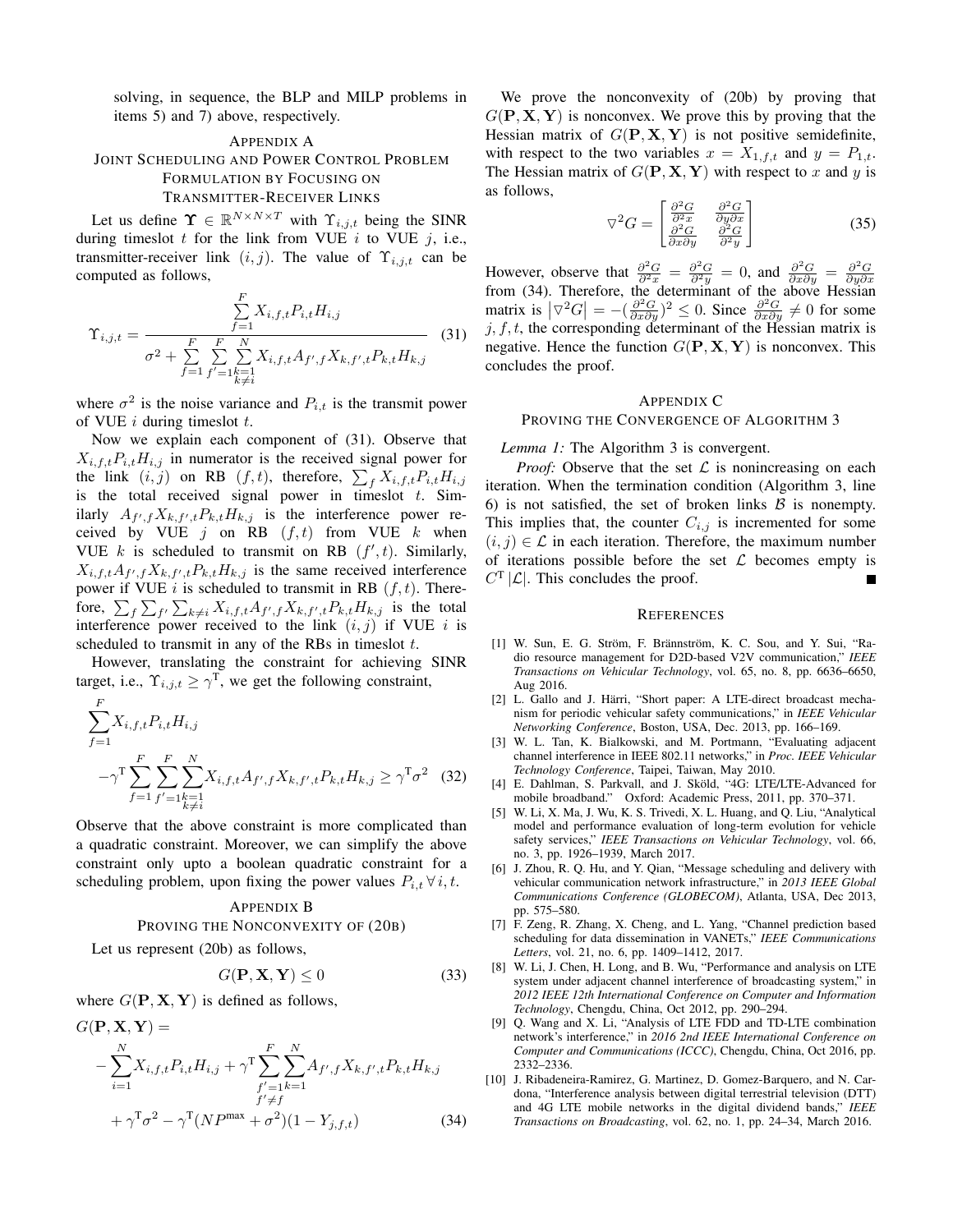solving, in sequence, the BLP and MILP problems in items 5) and 7) above, respectively.

## Appendix A
## Joint Scheduling and Power Control Problem Formulation by Focusing on Transmitter-Receiver Links

Let us define $\mathbf{\Upsilon} \in \mathbb{R}^{N\times N\times T}$ with $\Upsilon_{i,j,t}$ being the SINR during timeslot $t$ for the link from VUE $i$ to VUE $j$, i.e., transmitter-receiver link $(i,j)$. The value of $\Upsilon_{i,j,t}$ can be computed as follows,

$$\Upsilon_{i,j,t} = \frac{\sum\limits_{f=1}^{F} X_{i,f,t}P_{i,t}H_{i,j}}{\sigma^2 + \sum\limits_{f=1}^{F}\sum\limits_{f'=1}^{F}\sum\limits_{\substack{k=1\\k\neq i}}^{N} X_{i,f,t}A_{f',f}X_{k,f',t}P_{k,t}H_{k,j}} \quad (31)$$

where $\sigma^2$ is the noise variance and $P_{i,t}$ is the transmit power of VUE $i$ during timeslot $t$.

Now we explain each component of (31). Observe that $X_{i,f,t}P_{i,t}H_{i,j}$ in numerator is the received signal power for the link $(i,j)$ on RB $(f,t)$, therefore, $\sum_f X_{i,f,t}P_{i,t}H_{i,j}$ is the total received signal power in timeslot $t$. Similarly $A_{f',f}X_{k,f',t}P_{k,t}H_{k,j}$ is the interference power received by VUE $j$ on RB $(f,t)$ from VUE $k$ when VUE $k$ is scheduled to transmit on RB $(f',t)$. Similarly, $X_{i,f,t}A_{f',f}X_{k,f',t}P_{k,t}H_{k,j}$ is the same received interference power if VUE $i$ is scheduled to transmit in RB $(f,t)$. Therefore, $\sum_f\sum_{f'}\sum_{k\neq i} X_{i,f,t}A_{f',f}X_{k,f',t}P_{k,t}H_{k,j}$ is the total interference power received to the link $(i,j)$ if VUE $i$ is scheduled to transmit in any of the RBs in timeslot $t$.

However, translating the constraint for achieving SINR target, i.e., $\Upsilon_{i,j,t} \geq \gamma^{\mathrm{T}}$, we get the following constraint,

$$\sum_{f=1}^{F} X_{i,f,t}P_{i,t}H_{i,j} - \gamma^{\mathrm{T}}\sum_{f=1}^{F}\sum_{f'=1}^{F}\sum_{\substack{k=1\\k\neq i}}^{N} X_{i,f,t}A_{f',f}X_{k,f',t}P_{k,t}H_{k,j} \geq \gamma^{\mathrm{T}}\sigma^2 \quad (32)$$

Observe that the above constraint is more complicated than a quadratic constraint. Moreover, we can simplify the above constraint only upto a boolean quadratic constraint for a scheduling problem, upon fixing the power values $P_{i,t}\,\forall\, i,t$.

## Appendix B
## Proving the Nonconvexity of (20b)

Let us represent (20b) as follows,

$$G(\mathbf{P},\mathbf{X},\mathbf{Y}) \leq 0 \quad (33)$$

where $G(\mathbf{P},\mathbf{X},\mathbf{Y})$ is defined as follows,

$$G(\mathbf{P},\mathbf{X},\mathbf{Y}) = -\sum_{i=1}^{N} X_{i,f,t}P_{i,t}H_{i,j} + \gamma^{\mathrm{T}}\sum_{\substack{f'=1\\f'\neq f}}^{F}\sum_{k=1}^{N} A_{f',f}X_{k,f',t}P_{k,t}H_{k,j} + \gamma^{\mathrm{T}}\sigma^2 - \gamma^{\mathrm{T}}(NP^{\max}+\sigma^2)(1-Y_{j,f,t}) \quad (34)$$

We prove the nonconvexity of (20b) by proving that $G(\mathbf{P},\mathbf{X},\mathbf{Y})$ is nonconvex. We prove this by proving that the Hessian matrix of $G(\mathbf{P},\mathbf{X},\mathbf{Y})$ is not positive semidefinite, with respect to the two variables $x = X_{1,f,t}$ and $y = P_{1,t}$. The Hessian matrix of $G(\mathbf{P},\mathbf{X},\mathbf{Y})$ with respect to $x$ and $y$ is as follows,

$$\nabla^2 G = \begin{bmatrix} \frac{\partial^2 G}{\partial^2 x} & \frac{\partial^2 G}{\partial y \partial x} \\ \frac{\partial^2 G}{\partial x \partial y} & \frac{\partial^2 G}{\partial^2 y} \end{bmatrix} \quad (35)$$

However, observe that $\frac{\partial^2 G}{\partial^2 x} = \frac{\partial^2 G}{\partial^2 y} = 0$, and $\frac{\partial^2 G}{\partial x \partial y} = \frac{\partial^2 G}{\partial y \partial x}$ from (34). Therefore, the determinant of the above Hessian matrix is $\left|\nabla^2 G\right| = -(\frac{\partial^2 G}{\partial x \partial y})^2 \leq 0$. Since $\frac{\partial^2 G}{\partial x \partial y} \neq 0$ for some $j,f,t$, the corresponding determinant of the Hessian matrix is negative. Hence the function $G(\mathbf{P},\mathbf{X},\mathbf{Y})$ is nonconvex. This concludes the proof.

## Appendix C
## Proving the Convergence of Algorithm 3

*Lemma 1:* The Algorithm 3 is convergent.

*Proof:* Observe that the set $\mathcal{L}$ is nonincreasing on each iteration. When the termination condition (Algorithm 3, line 6) is not satisfied, the set of broken links $\mathcal{B}$ is nonempty. This implies that, the counter $C_{i,j}$ is incremented for some $(i,j) \in \mathcal{L}$ in each iteration. Therefore, the maximum number of iterations possible before the set $\mathcal{L}$ becomes empty is $C^{\mathrm{T}}|\mathcal{L}|$. This concludes the proof. ■

## References

[1] W. Sun, E. G. Ström, F. Brännström, K. C. Sou, and Y. Sui, "Radio resource management for D2D-based V2V communication," *IEEE Transactions on Vehicular Technology*, vol. 65, no. 8, pp. 6636–6650, Aug 2016.

[2] L. Gallo and J. Härri, "Short paper: A LTE-direct broadcast mechanism for periodic vehicular safety communications," in *IEEE Vehicular Networking Conference*, Boston, USA, Dec. 2013, pp. 166–169.

[3] W. L. Tan, K. Bialkowski, and M. Portmann, "Evaluating adjacent channel interference in IEEE 802.11 networks," in *Proc. IEEE Vehicular Technology Conference*, Taipei, Taiwan, May 2010.

[4] E. Dahlman, S. Parkvall, and J. Sköld, "4G: LTE/LTE-Advanced for mobile broadband." Oxford: Academic Press, 2011, pp. 370–371.

[5] W. Li, X. Ma, J. Wu, K. S. Trivedi, X. L. Huang, and Q. Liu, "Analytical model and performance evaluation of long-term evolution for vehicle safety services," *IEEE Transactions on Vehicular Technology*, vol. 66, no. 3, pp. 1926–1939, March 2017.

[6] J. Zhou, R. Q. Hu, and Y. Qian, "Message scheduling and delivery with vehicular communication network infrastructure," in *2013 IEEE Global Communications Conference (GLOBECOM)*, Atlanta, USA, Dec 2013, pp. 575–580.

[7] F. Zeng, R. Zhang, X. Cheng, and L. Yang, "Channel prediction based scheduling for data dissemination in VANETs," *IEEE Communications Letters*, vol. 21, no. 6, pp. 1409–1412, 2017.

[8] W. Li, J. Chen, H. Long, and B. Wu, "Performance and analysis on LTE system under adjacent channel interference of broadcasting system," in *2012 IEEE 12th International Conference on Computer and Information Technology*, Chengdu, China, Oct 2012, pp. 290–294.

[9] Q. Wang and X. Li, "Analysis of LTE FDD and TD-LTE combination network's interference," in *2016 2nd IEEE International Conference on Computer and Communications (ICCC)*, Chengdu, China, Oct 2016, pp. 2332–2336.

[10] J. Ribadeneira-Ramirez, G. Martinez, D. Gomez-Barquero, and N. Cardona, "Interference analysis between digital terrestrial television (DTT) and 4G LTE mobile networks in the digital dividend bands," *IEEE Transactions on Broadcasting*, vol. 62, no. 1, pp. 24–34, March 2016.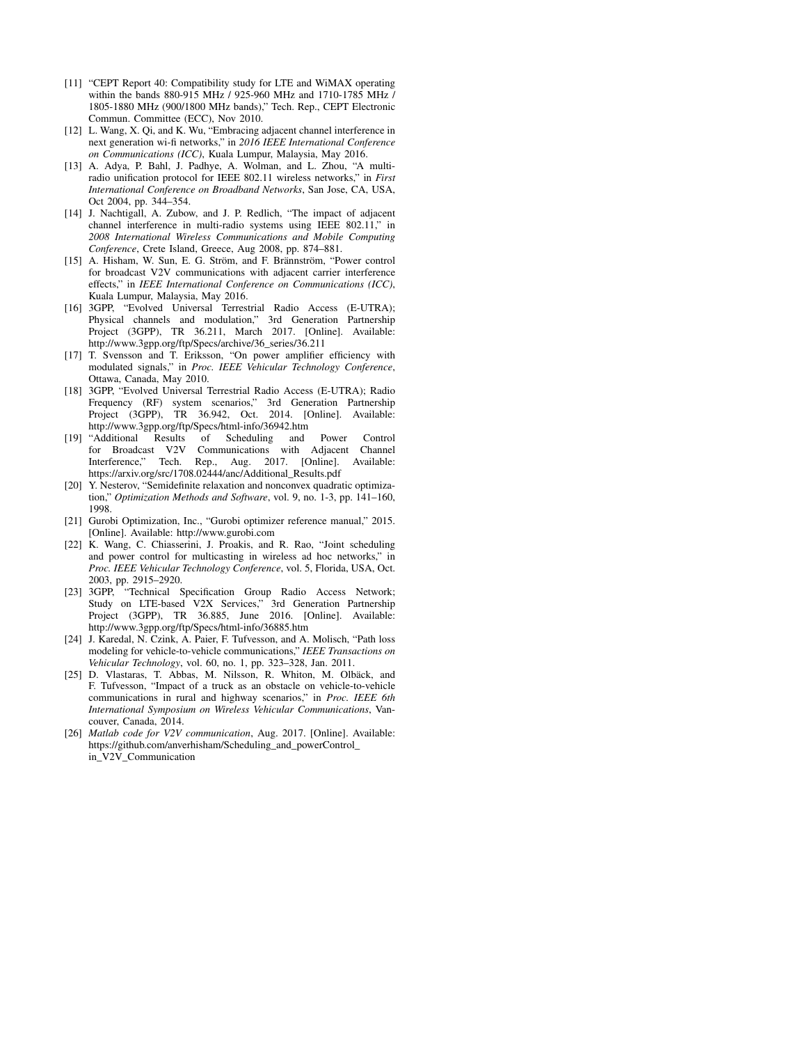[11] "CEPT Report 40: Compatibility study for LTE and WiMAX operating within the bands 880-915 MHz / 925-960 MHz and 1710-1785 MHz / 1805-1880 MHz (900/1800 MHz bands)," Tech. Rep., CEPT Electronic Commun. Committee (ECC), Nov 2010.

[12] L. Wang, X. Qi, and K. Wu, "Embracing adjacent channel interference in next generation wi-fi networks," in *2016 IEEE International Conference on Communications (ICC)*, Kuala Lumpur, Malaysia, May 2016.

[13] A. Adya, P. Bahl, J. Padhye, A. Wolman, and L. Zhou, "A multi-radio unification protocol for IEEE 802.11 wireless networks," in *First International Conference on Broadband Networks*, San Jose, CA, USA, Oct 2004, pp. 344–354.

[14] J. Nachtigall, A. Zubow, and J. P. Redlich, "The impact of adjacent channel interference in multi-radio systems using IEEE 802.11," in *2008 International Wireless Communications and Mobile Computing Conference*, Crete Island, Greece, Aug 2008, pp. 874–881.

[15] A. Hisham, W. Sun, E. G. Ström, and F. Brännström, "Power control for broadcast V2V communications with adjacent carrier interference effects," in *IEEE International Conference on Communications (ICC)*, Kuala Lumpur, Malaysia, May 2016.

[16] 3GPP, "Evolved Universal Terrestrial Radio Access (E-UTRA); Physical channels and modulation," 3rd Generation Partnership Project (3GPP), TR 36.211, March 2017. [Online]. Available: http://www.3gpp.org/ftp/Specs/archive/36_series/36.211

[17] T. Svensson and T. Eriksson, "On power amplifier efficiency with modulated signals," in *Proc. IEEE Vehicular Technology Conference*, Ottawa, Canada, May 2010.

[18] 3GPP, "Evolved Universal Terrestrial Radio Access (E-UTRA); Radio Frequency (RF) system scenarios," 3rd Generation Partnership Project (3GPP), TR 36.942, Oct. 2014. [Online]. Available: http://www.3gpp.org/ftp/Specs/html-info/36942.htm

[19] "Additional Results of Scheduling and Power Control for Broadcast V2V Communications with Adjacent Channel Interference," Tech. Rep., Aug. 2017. [Online]. Available: https://arxiv.org/src/1708.02444/anc/Additional_Results.pdf

[20] Y. Nesterov, "Semidefinite relaxation and nonconvex quadratic optimization," *Optimization Methods and Software*, vol. 9, no. 1-3, pp. 141–160, 1998.

[21] Gurobi Optimization, Inc., "Gurobi optimizer reference manual," 2015. [Online]. Available: http://www.gurobi.com

[22] K. Wang, C. Chiasserini, J. Proakis, and R. Rao, "Joint scheduling and power control for multicasting in wireless ad hoc networks," in *Proc. IEEE Vehicular Technology Conference*, vol. 5, Florida, USA, Oct. 2003, pp. 2915–2920.

[23] 3GPP, "Technical Specification Group Radio Access Network; Study on LTE-based V2X Services," 3rd Generation Partnership Project (3GPP), TR 36.885, June 2016. [Online]. Available: http://www.3gpp.org/ftp/Specs/html-info/36885.htm

[24] J. Karedal, N. Czink, A. Paier, F. Tufvesson, and A. Molisch, "Path loss modeling for vehicle-to-vehicle communications," *IEEE Transactions on Vehicular Technology*, vol. 60, no. 1, pp. 323–328, Jan. 2011.

[25] D. Vlastaras, T. Abbas, M. Nilsson, R. Whiton, M. Olbäck, and F. Tufvesson, "Impact of a truck as an obstacle on vehicle-to-vehicle communications in rural and highway scenarios," in *Proc. IEEE 6th International Symposium on Wireless Vehicular Communications*, Vancouver, Canada, 2014.

[26] *Matlab code for V2V communication*, Aug. 2017. [Online]. Available: https://github.com/anverhisham/Scheduling_and_powerControl_in_V2V_Communication